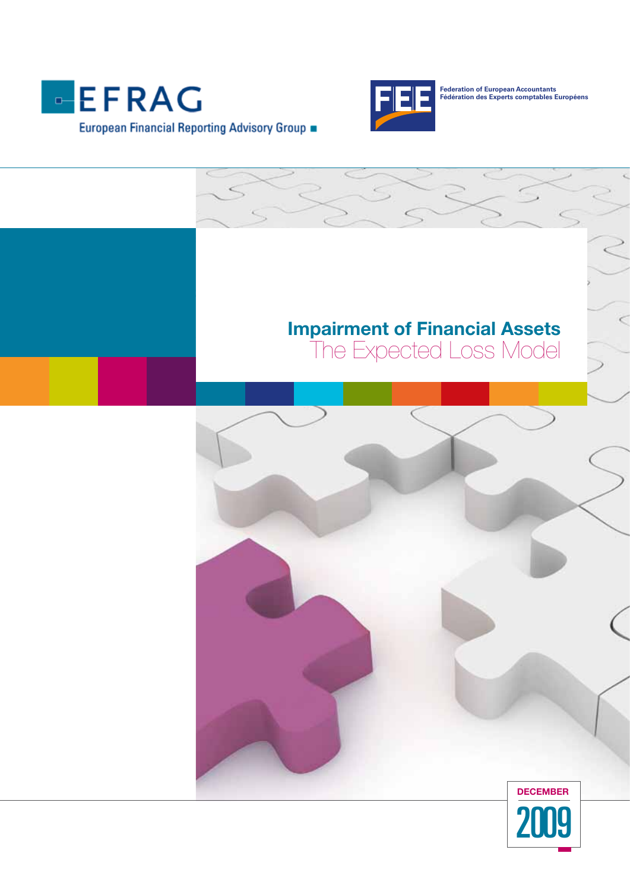EFRAG

European Financial Reporting Advisory Group

FEE

Federation of European Accountants
Fédération des Experts comptables Européens

# Impairment of Financial Assets

## The Expected Loss Model

DECEMBER

2009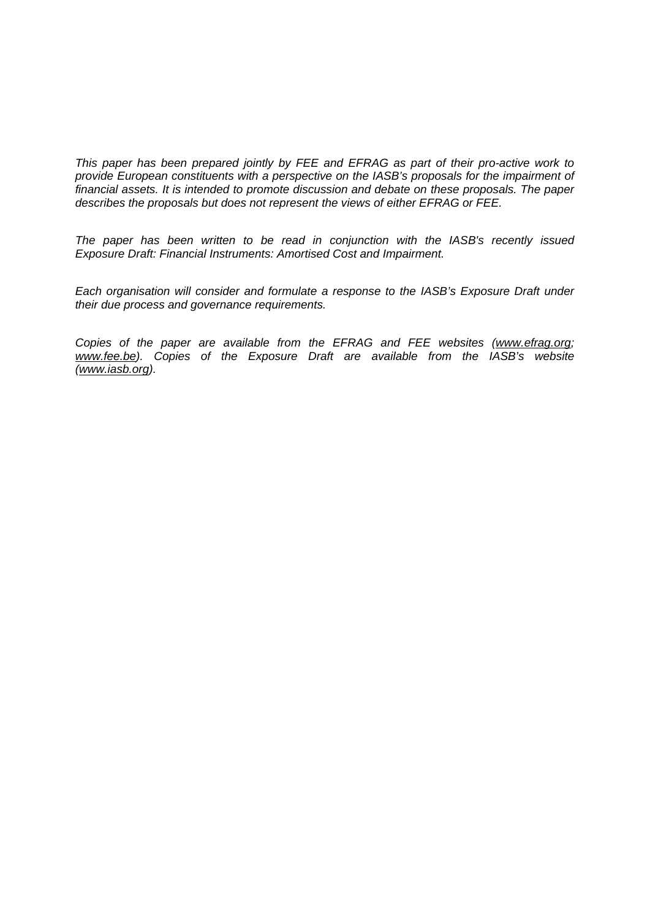*This paper has been prepared jointly by FEE and EFRAG as part of their pro-active work to provide European constituents with a perspective on the IASB's proposals for the impairment of financial assets. It is intended to promote discussion and debate on these proposals. The paper describes the proposals but does not represent the views of either EFRAG or FEE.*

*The paper has been written to be read in conjunction with the IASB's recently issued Exposure Draft: Financial Instruments: Amortised Cost and Impairment.*

*Each organisation will consider and formulate a response to the IASB's Exposure Draft under their due process and governance requirements.*

*Copies of the paper are available from the EFRAG and FEE websites (www.efrag.org; www.fee.be). Copies of the Exposure Draft are available from the IASB's website (www.iasb.org).*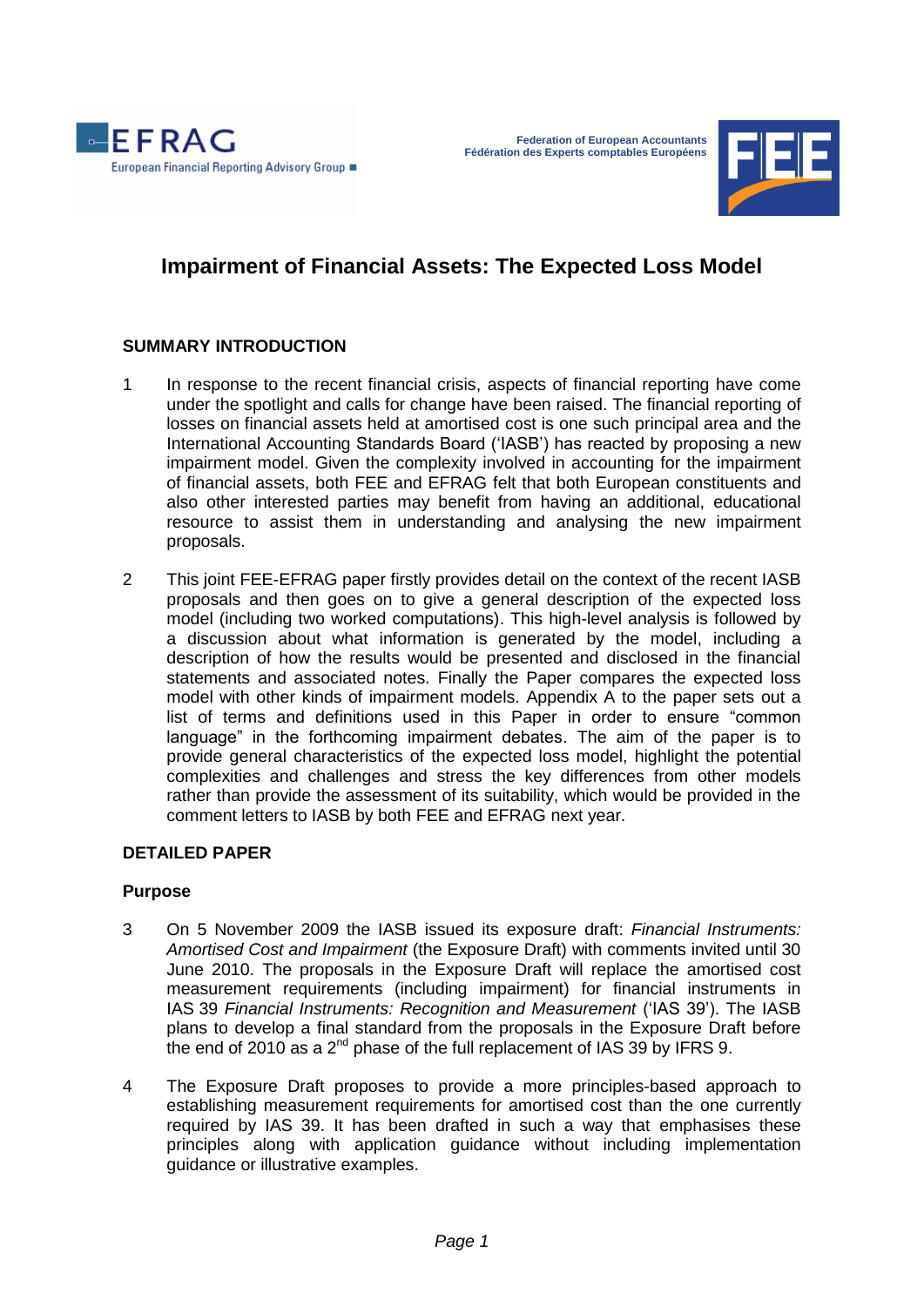Federation of European Accountants
Fédération des Experts comptables Européens

# Impairment of Financial Assets: The Expected Loss Model

## SUMMARY INTRODUCTION

1 In response to the recent financial crisis, aspects of financial reporting have come under the spotlight and calls for change have been raised. The financial reporting of losses on financial assets held at amortised cost is one such principal area and the International Accounting Standards Board ('IASB') has reacted by proposing a new impairment model. Given the complexity involved in accounting for the impairment of financial assets, both FEE and EFRAG felt that both European constituents and also other interested parties may benefit from having an additional, educational resource to assist them in understanding and analysing the new impairment proposals.

2 This joint FEE-EFRAG paper firstly provides detail on the context of the recent IASB proposals and then goes on to give a general description of the expected loss model (including two worked computations). This high-level analysis is followed by a discussion about what information is generated by the model, including a description of how the results would be presented and disclosed in the financial statements and associated notes. Finally the Paper compares the expected loss model with other kinds of impairment models. Appendix A to the paper sets out a list of terms and definitions used in this Paper in order to ensure "common language" in the forthcoming impairment debates. The aim of the paper is to provide general characteristics of the expected loss model, highlight the potential complexities and challenges and stress the key differences from other models rather than provide the assessment of its suitability, which would be provided in the comment letters to IASB by both FEE and EFRAG next year.

## DETAILED PAPER

### Purpose

3 On 5 November 2009 the IASB issued its exposure draft: *Financial Instruments: Amortised Cost and Impairment* (the Exposure Draft) with comments invited until 30 June 2010. The proposals in the Exposure Draft will replace the amortised cost measurement requirements (including impairment) for financial instruments in IAS 39 *Financial Instruments: Recognition and Measurement* ('IAS 39'). The IASB plans to develop a final standard from the proposals in the Exposure Draft before the end of 2010 as a 2nd phase of the full replacement of IAS 39 by IFRS 9.

4 The Exposure Draft proposes to provide a more principles-based approach to establishing measurement requirements for amortised cost than the one currently required by IAS 39. It has been drafted in such a way that emphasises these principles along with application guidance without including implementation guidance or illustrative examples.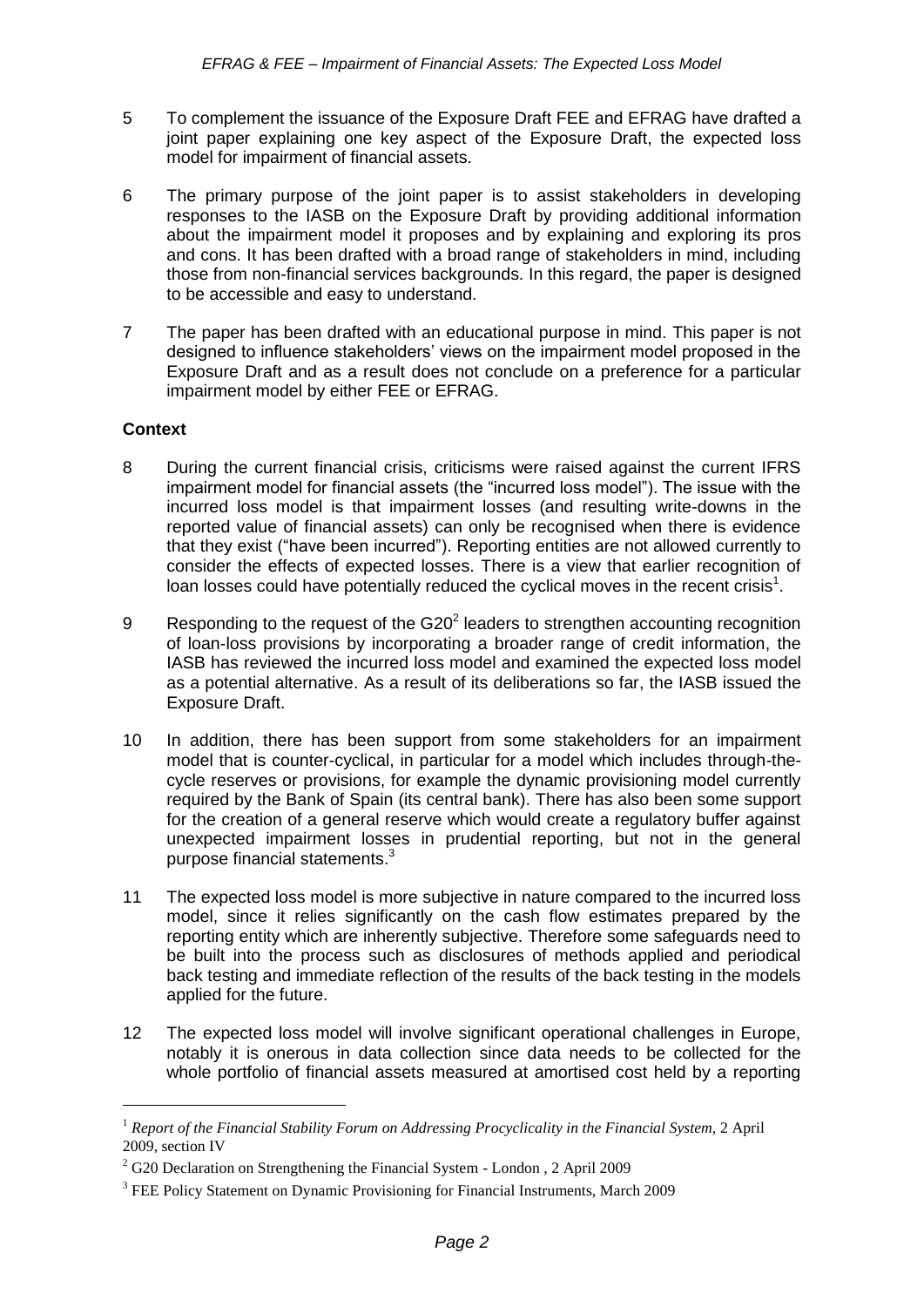5 To complement the issuance of the Exposure Draft FEE and EFRAG have drafted a joint paper explaining one key aspect of the Exposure Draft, the expected loss model for impairment of financial assets.

6 The primary purpose of the joint paper is to assist stakeholders in developing responses to the IASB on the Exposure Draft by providing additional information about the impairment model it proposes and by explaining and exploring its pros and cons. It has been drafted with a broad range of stakeholders in mind, including those from non-financial services backgrounds. In this regard, the paper is designed to be accessible and easy to understand.

7 The paper has been drafted with an educational purpose in mind. This paper is not designed to influence stakeholders' views on the impairment model proposed in the Exposure Draft and as a result does not conclude on a preference for a particular impairment model by either FEE or EFRAG.

**Context**

8 During the current financial crisis, criticisms were raised against the current IFRS impairment model for financial assets (the "incurred loss model"). The issue with the incurred loss model is that impairment losses (and resulting write-downs in the reported value of financial assets) can only be recognised when there is evidence that they exist ("have been incurred"). Reporting entities are not allowed currently to consider the effects of expected losses. There is a view that earlier recognition of loan losses could have potentially reduced the cyclical moves in the recent crisis[1].

9 Responding to the request of the G20[2] leaders to strengthen accounting recognition of loan-loss provisions by incorporating a broader range of credit information, the IASB has reviewed the incurred loss model and examined the expected loss model as a potential alternative. As a result of its deliberations so far, the IASB issued the Exposure Draft.

10 In addition, there has been support from some stakeholders for an impairment model that is counter-cyclical, in particular for a model which includes through-the-cycle reserves or provisions, for example the dynamic provisioning model currently required by the Bank of Spain (its central bank). There has also been some support for the creation of a general reserve which would create a regulatory buffer against unexpected impairment losses in prudential reporting, but not in the general purpose financial statements.[3]

11 The expected loss model is more subjective in nature compared to the incurred loss model, since it relies significantly on the cash flow estimates prepared by the reporting entity which are inherently subjective. Therefore some safeguards need to be built into the process such as disclosures of methods applied and periodical back testing and immediate reflection of the results of the back testing in the models applied for the future.

12 The expected loss model will involve significant operational challenges in Europe, notably it is onerous in data collection since data needs to be collected for the whole portfolio of financial assets measured at amortised cost held by a reporting

---

[1] *Report of the Financial Stability Forum on Addressing Procyclicality in the Financial System,* 2 April 2009, section IV

[2] G20 Declaration on Strengthening the Financial System - London , 2 April 2009

[3] FEE Policy Statement on Dynamic Provisioning for Financial Instruments, March 2009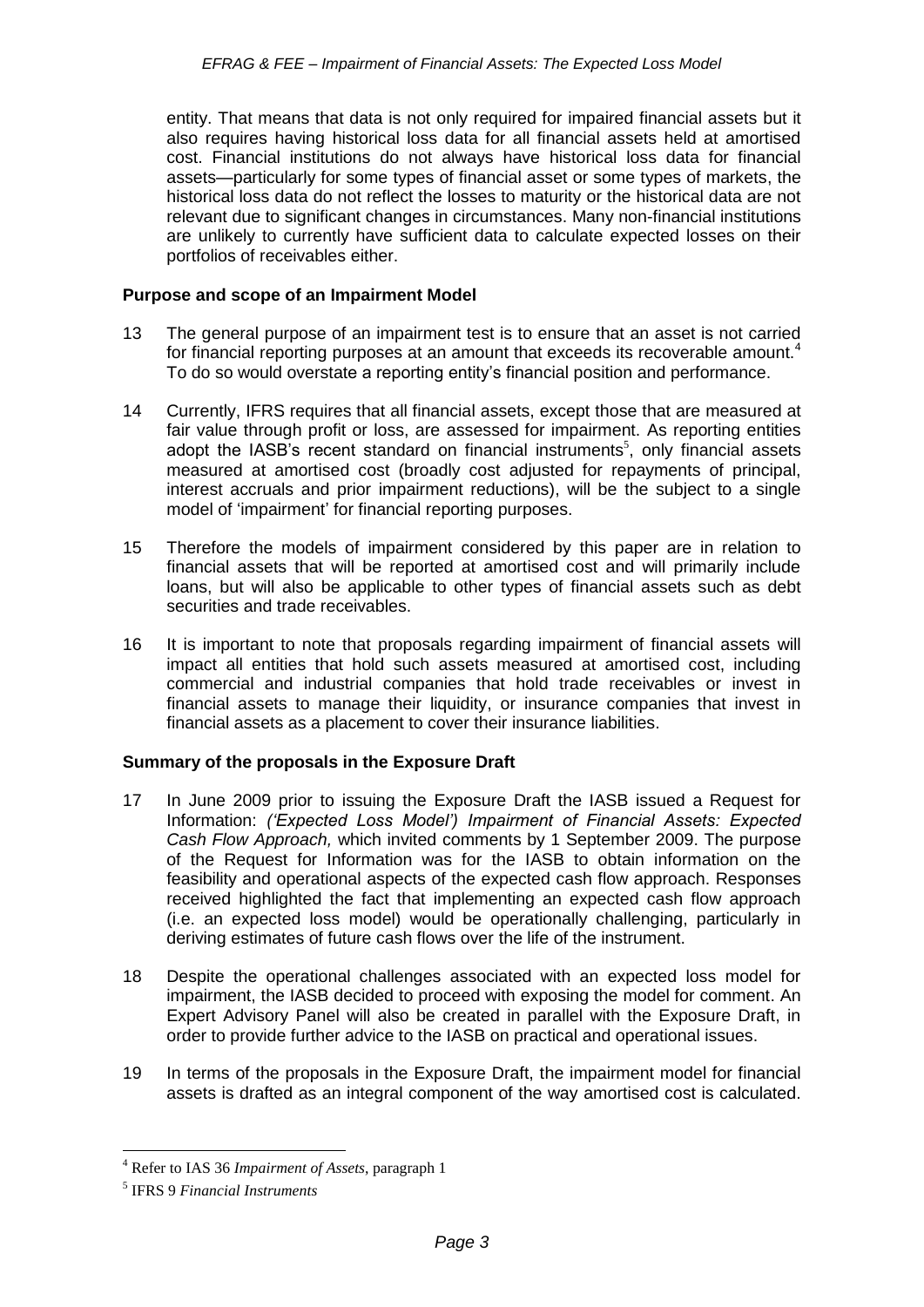entity. That means that data is not only required for impaired financial assets but it also requires having historical loss data for all financial assets held at amortised cost. Financial institutions do not always have historical loss data for financial assets—particularly for some types of financial asset or some types of markets, the historical loss data do not reflect the losses to maturity or the historical data are not relevant due to significant changes in circumstances. Many non-financial institutions are unlikely to currently have sufficient data to calculate expected losses on their portfolios of receivables either.

**Purpose and scope of an Impairment Model**

13 The general purpose of an impairment test is to ensure that an asset is not carried for financial reporting purposes at an amount that exceeds its recoverable amount.[4] To do so would overstate a reporting entity's financial position and performance.

14 Currently, IFRS requires that all financial assets, except those that are measured at fair value through profit or loss, are assessed for impairment. As reporting entities adopt the IASB's recent standard on financial instruments[5], only financial assets measured at amortised cost (broadly cost adjusted for repayments of principal, interest accruals and prior impairment reductions), will be the subject to a single model of 'impairment' for financial reporting purposes.

15 Therefore the models of impairment considered by this paper are in relation to financial assets that will be reported at amortised cost and will primarily include loans, but will also be applicable to other types of financial assets such as debt securities and trade receivables.

16 It is important to note that proposals regarding impairment of financial assets will impact all entities that hold such assets measured at amortised cost, including commercial and industrial companies that hold trade receivables or invest in financial assets to manage their liquidity, or insurance companies that invest in financial assets as a placement to cover their insurance liabilities.

**Summary of the proposals in the Exposure Draft**

17 In June 2009 prior to issuing the Exposure Draft the IASB issued a Request for Information: *('Expected Loss Model') Impairment of Financial Assets: Expected Cash Flow Approach,* which invited comments by 1 September 2009. The purpose of the Request for Information was for the IASB to obtain information on the feasibility and operational aspects of the expected cash flow approach. Responses received highlighted the fact that implementing an expected cash flow approach (i.e. an expected loss model) would be operationally challenging, particularly in deriving estimates of future cash flows over the life of the instrument.

18 Despite the operational challenges associated with an expected loss model for impairment, the IASB decided to proceed with exposing the model for comment. An Expert Advisory Panel will also be created in parallel with the Exposure Draft, in order to provide further advice to the IASB on practical and operational issues.

19 In terms of the proposals in the Exposure Draft, the impairment model for financial assets is drafted as an integral component of the way amortised cost is calculated.

---

[4] Refer to IAS 36 *Impairment of Assets*, paragraph 1

[5] IFRS 9 *Financial Instruments*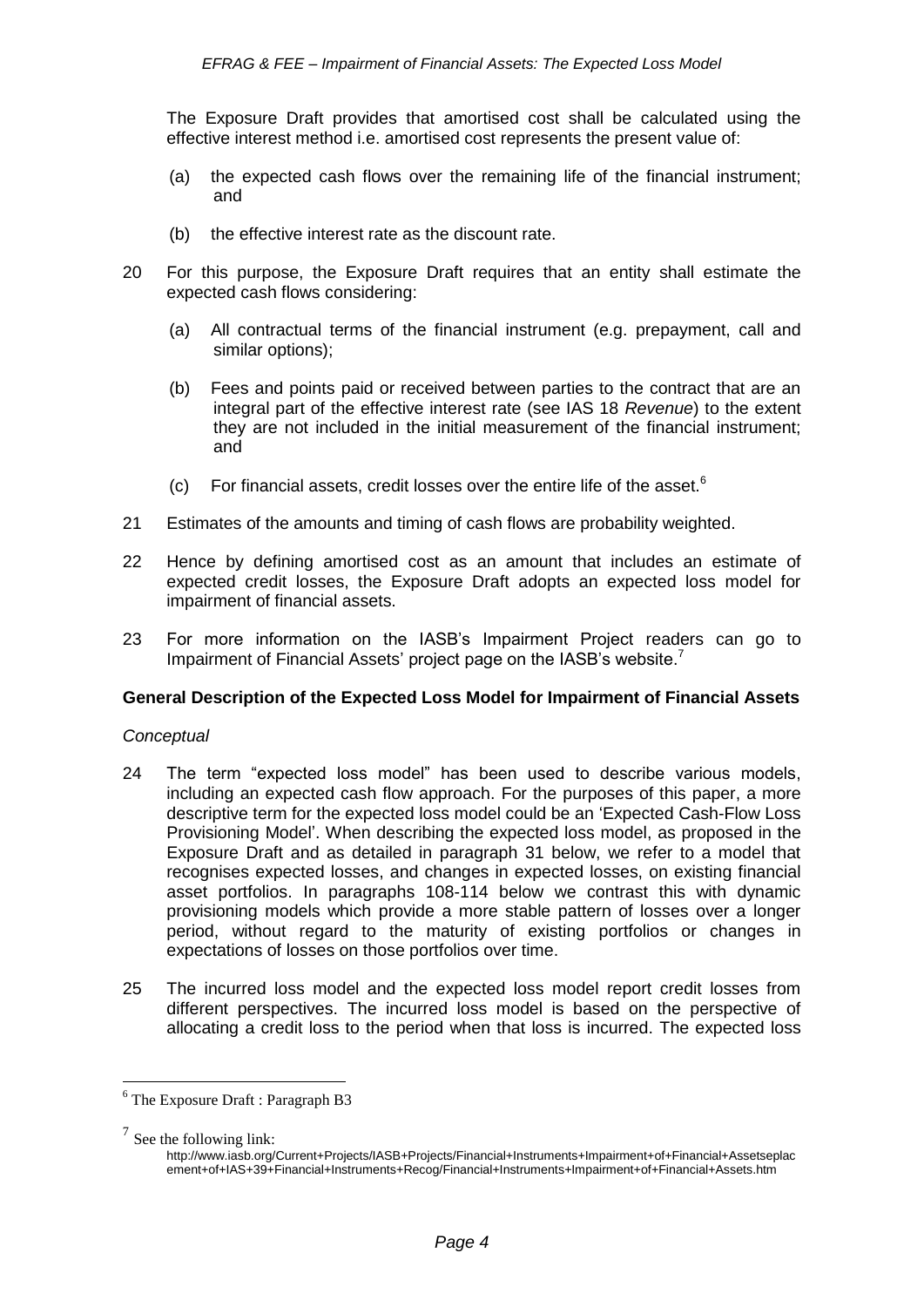The Exposure Draft provides that amortised cost shall be calculated using the effective interest method i.e. amortised cost represents the present value of:

(a) the expected cash flows over the remaining life of the financial instrument; and

(b) the effective interest rate as the discount rate.

20 For this purpose, the Exposure Draft requires that an entity shall estimate the expected cash flows considering:

(a) All contractual terms of the financial instrument (e.g. prepayment, call and similar options);

(b) Fees and points paid or received between parties to the contract that are an integral part of the effective interest rate (see IAS 18 *Revenue*) to the extent they are not included in the initial measurement of the financial instrument; and

(c) For financial assets, credit losses over the entire life of the asset.[6]

21 Estimates of the amounts and timing of cash flows are probability weighted.

22 Hence by defining amortised cost as an amount that includes an estimate of expected credit losses, the Exposure Draft adopts an expected loss model for impairment of financial assets.

23 For more information on the IASB's Impairment Project readers can go to Impairment of Financial Assets' project page on the IASB's website.[7]

### General Description of the Expected Loss Model for Impairment of Financial Assets

*Conceptual*

24 The term "expected loss model" has been used to describe various models, including an expected cash flow approach. For the purposes of this paper, a more descriptive term for the expected loss model could be an 'Expected Cash-Flow Loss Provisioning Model'. When describing the expected loss model, as proposed in the Exposure Draft and as detailed in paragraph 31 below, we refer to a model that recognises expected losses, and changes in expected losses, on existing financial asset portfolios. In paragraphs 108-114 below we contrast this with dynamic provisioning models which provide a more stable pattern of losses over a longer period, without regard to the maturity of existing portfolios or changes in expectations of losses on those portfolios over time.

25 The incurred loss model and the expected loss model report credit losses from different perspectives. The incurred loss model is based on the perspective of allocating a credit loss to the period when that loss is incurred. The expected loss

---

[6] The Exposure Draft : Paragraph B3

[7] See the following link: http://www.iasb.org/Current+Projects/IASB+Projects/Financial+Instruments+Impairment+of+Financial+Assetseplacement+of+IAS+39+Financial+Instruments+Recog/Financial+Instruments+Impairment+of+Financial+Assets.htm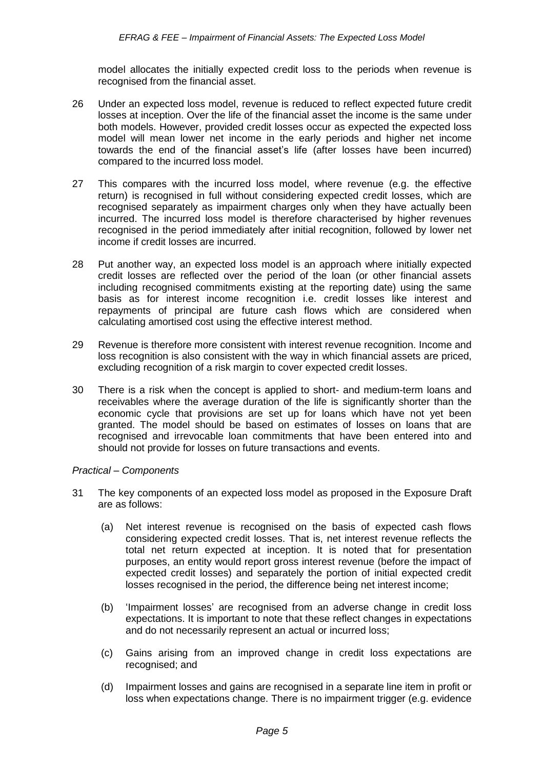model allocates the initially expected credit loss to the periods when revenue is recognised from the financial asset.

26 Under an expected loss model, revenue is reduced to reflect expected future credit losses at inception. Over the life of the financial asset the income is the same under both models. However, provided credit losses occur as expected the expected loss model will mean lower net income in the early periods and higher net income towards the end of the financial asset's life (after losses have been incurred) compared to the incurred loss model.

27 This compares with the incurred loss model, where revenue (e.g. the effective return) is recognised in full without considering expected credit losses, which are recognised separately as impairment charges only when they have actually been incurred. The incurred loss model is therefore characterised by higher revenues recognised in the period immediately after initial recognition, followed by lower net income if credit losses are incurred.

28 Put another way, an expected loss model is an approach where initially expected credit losses are reflected over the period of the loan (or other financial assets including recognised commitments existing at the reporting date) using the same basis as for interest income recognition i.e. credit losses like interest and repayments of principal are future cash flows which are considered when calculating amortised cost using the effective interest method.

29 Revenue is therefore more consistent with interest revenue recognition. Income and loss recognition is also consistent with the way in which financial assets are priced, excluding recognition of a risk margin to cover expected credit losses.

30 There is a risk when the concept is applied to short- and medium-term loans and receivables where the average duration of the life is significantly shorter than the economic cycle that provisions are set up for loans which have not yet been granted. The model should be based on estimates of losses on loans that are recognised and irrevocable loan commitments that have been entered into and should not provide for losses on future transactions and events.

*Practical – Components*

31 The key components of an expected loss model as proposed in the Exposure Draft are as follows:

(a) Net interest revenue is recognised on the basis of expected cash flows considering expected credit losses. That is, net interest revenue reflects the total net return expected at inception. It is noted that for presentation purposes, an entity would report gross interest revenue (before the impact of expected credit losses) and separately the portion of initial expected credit losses recognised in the period, the difference being net interest income;

(b) 'Impairment losses' are recognised from an adverse change in credit loss expectations. It is important to note that these reflect changes in expectations and do not necessarily represent an actual or incurred loss;

(c) Gains arising from an improved change in credit loss expectations are recognised; and

(d) Impairment losses and gains are recognised in a separate line item in profit or loss when expectations change. There is no impairment trigger (e.g. evidence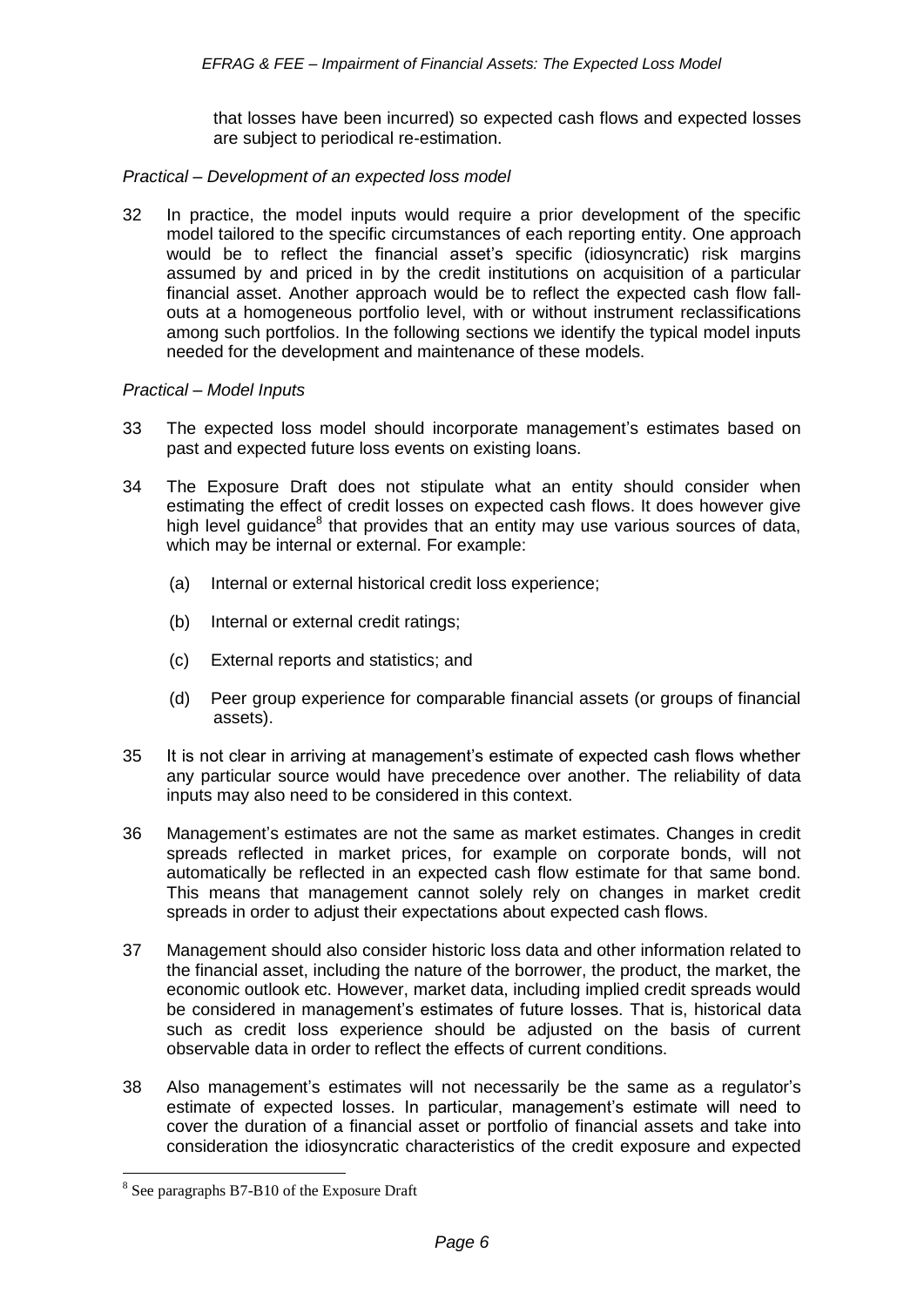that losses have been incurred) so expected cash flows and expected losses are subject to periodical re-estimation.

*Practical – Development of an expected loss model*

32 In practice, the model inputs would require a prior development of the specific model tailored to the specific circumstances of each reporting entity. One approach would be to reflect the financial asset's specific (idiosyncratic) risk margins assumed by and priced in by the credit institutions on acquisition of a particular financial asset. Another approach would be to reflect the expected cash flow fall-outs at a homogeneous portfolio level, with or without instrument reclassifications among such portfolios. In the following sections we identify the typical model inputs needed for the development and maintenance of these models.

*Practical – Model Inputs*

33 The expected loss model should incorporate management's estimates based on past and expected future loss events on existing loans.

34 The Exposure Draft does not stipulate what an entity should consider when estimating the effect of credit losses on expected cash flows. It does however give high level guidance[8] that provides that an entity may use various sources of data, which may be internal or external. For example:

(a) Internal or external historical credit loss experience;

(b) Internal or external credit ratings;

(c) External reports and statistics; and

(d) Peer group experience for comparable financial assets (or groups of financial assets).

35 It is not clear in arriving at management's estimate of expected cash flows whether any particular source would have precedence over another. The reliability of data inputs may also need to be considered in this context.

36 Management's estimates are not the same as market estimates. Changes in credit spreads reflected in market prices, for example on corporate bonds, will not automatically be reflected in an expected cash flow estimate for that same bond. This means that management cannot solely rely on changes in market credit spreads in order to adjust their expectations about expected cash flows.

37 Management should also consider historic loss data and other information related to the financial asset, including the nature of the borrower, the product, the market, the economic outlook etc. However, market data, including implied credit spreads would be considered in management's estimates of future losses. That is, historical data such as credit loss experience should be adjusted on the basis of current observable data in order to reflect the effects of current conditions.

38 Also management's estimates will not necessarily be the same as a regulator's estimate of expected losses. In particular, management's estimate will need to cover the duration of a financial asset or portfolio of financial assets and take into consideration the idiosyncratic characteristics of the credit exposure and expected

[8] See paragraphs B7-B10 of the Exposure Draft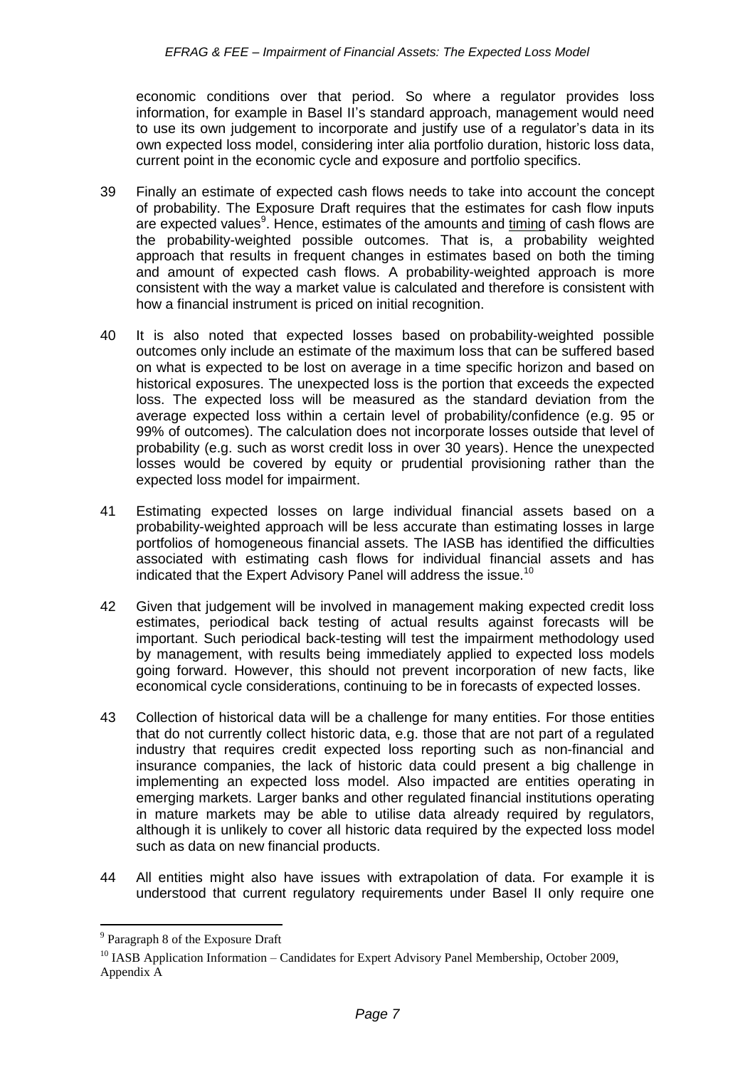economic conditions over that period. So where a regulator provides loss information, for example in Basel II's standard approach, management would need to use its own judgement to incorporate and justify use of a regulator's data in its own expected loss model, considering inter alia portfolio duration, historic loss data, current point in the economic cycle and exposure and portfolio specifics.

39 Finally an estimate of expected cash flows needs to take into account the concept of probability. The Exposure Draft requires that the estimates for cash flow inputs are expected values[9]. Hence, estimates of the amounts and timing of cash flows are the probability-weighted possible outcomes. That is, a probability weighted approach that results in frequent changes in estimates based on both the timing and amount of expected cash flows. A probability-weighted approach is more consistent with the way a market value is calculated and therefore is consistent with how a financial instrument is priced on initial recognition.

40 It is also noted that expected losses based on probability-weighted possible outcomes only include an estimate of the maximum loss that can be suffered based on what is expected to be lost on average in a time specific horizon and based on historical exposures. The unexpected loss is the portion that exceeds the expected loss. The expected loss will be measured as the standard deviation from the average expected loss within a certain level of probability/confidence (e.g. 95 or 99% of outcomes). The calculation does not incorporate losses outside that level of probability (e.g. such as worst credit loss in over 30 years). Hence the unexpected losses would be covered by equity or prudential provisioning rather than the expected loss model for impairment.

41 Estimating expected losses on large individual financial assets based on a probability-weighted approach will be less accurate than estimating losses in large portfolios of homogeneous financial assets. The IASB has identified the difficulties associated with estimating cash flows for individual financial assets and has indicated that the Expert Advisory Panel will address the issue.[10]

42 Given that judgement will be involved in management making expected credit loss estimates, periodical back testing of actual results against forecasts will be important. Such periodical back-testing will test the impairment methodology used by management, with results being immediately applied to expected loss models going forward. However, this should not prevent incorporation of new facts, like economical cycle considerations, continuing to be in forecasts of expected losses.

43 Collection of historical data will be a challenge for many entities. For those entities that do not currently collect historic data, e.g. those that are not part of a regulated industry that requires credit expected loss reporting such as non-financial and insurance companies, the lack of historic data could present a big challenge in implementing an expected loss model. Also impacted are entities operating in emerging markets. Larger banks and other regulated financial institutions operating in mature markets may be able to utilise data already required by regulators, although it is unlikely to cover all historic data required by the expected loss model such as data on new financial products.

44 All entities might also have issues with extrapolation of data. For example it is understood that current regulatory requirements under Basel II only require one

---

[9] Paragraph 8 of the Exposure Draft

[10] IASB Application Information – Candidates for Expert Advisory Panel Membership, October 2009, Appendix A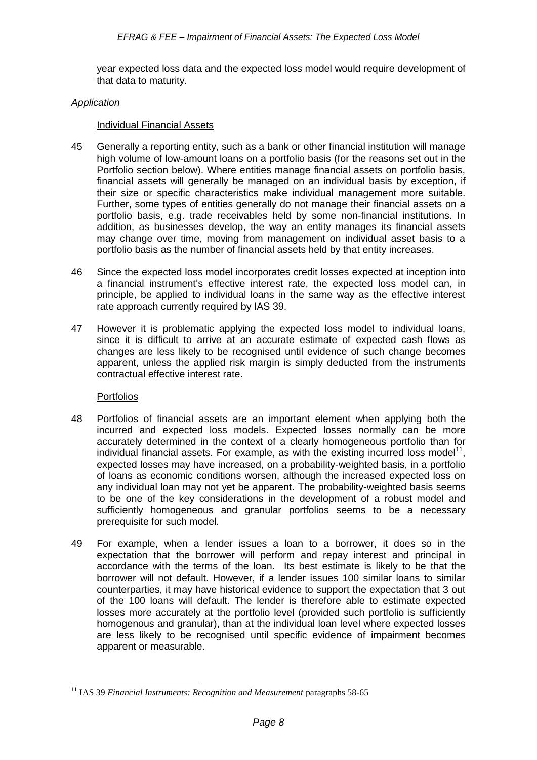year expected loss data and the expected loss model would require development of that data to maturity.

*Application*

Individual Financial Assets

45 Generally a reporting entity, such as a bank or other financial institution will manage high volume of low-amount loans on a portfolio basis (for the reasons set out in the Portfolio section below). Where entities manage financial assets on portfolio basis, financial assets will generally be managed on an individual basis by exception, if their size or specific characteristics make individual management more suitable. Further, some types of entities generally do not manage their financial assets on a portfolio basis, e.g. trade receivables held by some non-financial institutions. In addition, as businesses develop, the way an entity manages its financial assets may change over time, moving from management on individual asset basis to a portfolio basis as the number of financial assets held by that entity increases.

46 Since the expected loss model incorporates credit losses expected at inception into a financial instrument's effective interest rate, the expected loss model can, in principle, be applied to individual loans in the same way as the effective interest rate approach currently required by IAS 39.

47 However it is problematic applying the expected loss model to individual loans, since it is difficult to arrive at an accurate estimate of expected cash flows as changes are less likely to be recognised until evidence of such change becomes apparent, unless the applied risk margin is simply deducted from the instruments contractual effective interest rate.

Portfolios

48 Portfolios of financial assets are an important element when applying both the incurred and expected loss models. Expected losses normally can be more accurately determined in the context of a clearly homogeneous portfolio than for individual financial assets. For example, as with the existing incurred loss model[11], expected losses may have increased, on a probability-weighted basis, in a portfolio of loans as economic conditions worsen, although the increased expected loss on any individual loan may not yet be apparent. The probability-weighted basis seems to be one of the key considerations in the development of a robust model and sufficiently homogeneous and granular portfolios seems to be a necessary prerequisite for such model.

49 For example, when a lender issues a loan to a borrower, it does so in the expectation that the borrower will perform and repay interest and principal in accordance with the terms of the loan. Its best estimate is likely to be that the borrower will not default. However, if a lender issues 100 similar loans to similar counterparties, it may have historical evidence to support the expectation that 3 out of the 100 loans will default. The lender is therefore able to estimate expected losses more accurately at the portfolio level (provided such portfolio is sufficiently homogenous and granular), than at the individual loan level where expected losses are less likely to be recognised until specific evidence of impairment becomes apparent or measurable.

[11] IAS 39 *Financial Instruments: Recognition and Measurement* paragraphs 58-65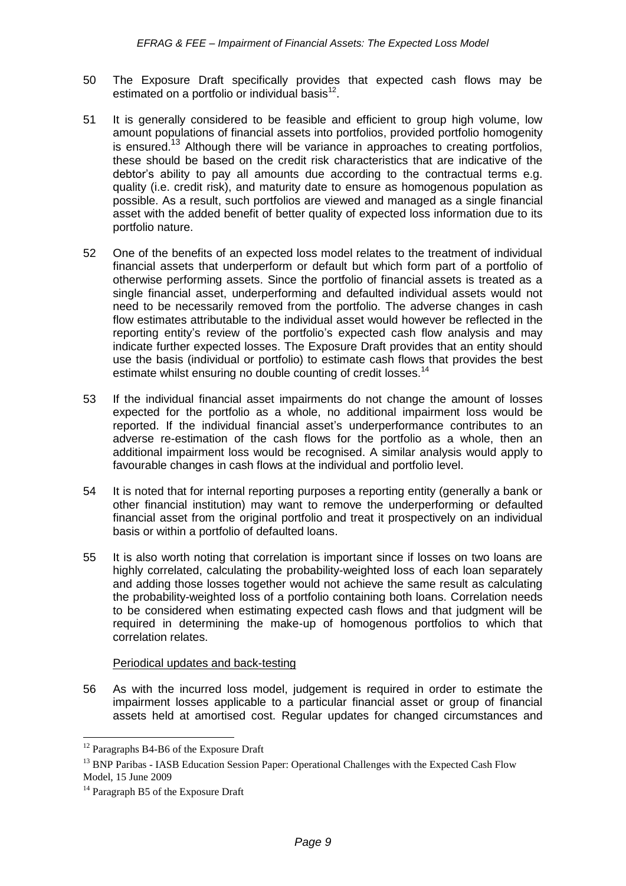50 The Exposure Draft specifically provides that expected cash flows may be estimated on a portfolio or individual basis[12].

51 It is generally considered to be feasible and efficient to group high volume, low amount populations of financial assets into portfolios, provided portfolio homogenity is ensured.[13] Although there will be variance in approaches to creating portfolios, these should be based on the credit risk characteristics that are indicative of the debtor's ability to pay all amounts due according to the contractual terms e.g. quality (i.e. credit risk), and maturity date to ensure as homogenous population as possible. As a result, such portfolios are viewed and managed as a single financial asset with the added benefit of better quality of expected loss information due to its portfolio nature.

52 One of the benefits of an expected loss model relates to the treatment of individual financial assets that underperform or default but which form part of a portfolio of otherwise performing assets. Since the portfolio of financial assets is treated as a single financial asset, underperforming and defaulted individual assets would not need to be necessarily removed from the portfolio. The adverse changes in cash flow estimates attributable to the individual asset would however be reflected in the reporting entity's review of the portfolio's expected cash flow analysis and may indicate further expected losses. The Exposure Draft provides that an entity should use the basis (individual or portfolio) to estimate cash flows that provides the best estimate whilst ensuring no double counting of credit losses.[14]

53 If the individual financial asset impairments do not change the amount of losses expected for the portfolio as a whole, no additional impairment loss would be reported. If the individual financial asset's underperformance contributes to an adverse re-estimation of the cash flows for the portfolio as a whole, then an additional impairment loss would be recognised. A similar analysis would apply to favourable changes in cash flows at the individual and portfolio level.

54 It is noted that for internal reporting purposes a reporting entity (generally a bank or other financial institution) may want to remove the underperforming or defaulted financial asset from the original portfolio and treat it prospectively on an individual basis or within a portfolio of defaulted loans.

55 It is also worth noting that correlation is important since if losses on two loans are highly correlated, calculating the probability-weighted loss of each loan separately and adding those losses together would not achieve the same result as calculating the probability-weighted loss of a portfolio containing both loans. Correlation needs to be considered when estimating expected cash flows and that judgment will be required in determining the make-up of homogenous portfolios to which that correlation relates.

<u>Periodical updates and back-testing</u>

56 As with the incurred loss model, judgement is required in order to estimate the impairment losses applicable to a particular financial asset or group of financial assets held at amortised cost. Regular updates for changed circumstances and

---

[12] Paragraphs B4-B6 of the Exposure Draft

[13] BNP Paribas - IASB Education Session Paper: Operational Challenges with the Expected Cash Flow Model, 15 June 2009

[14] Paragraph B5 of the Exposure Draft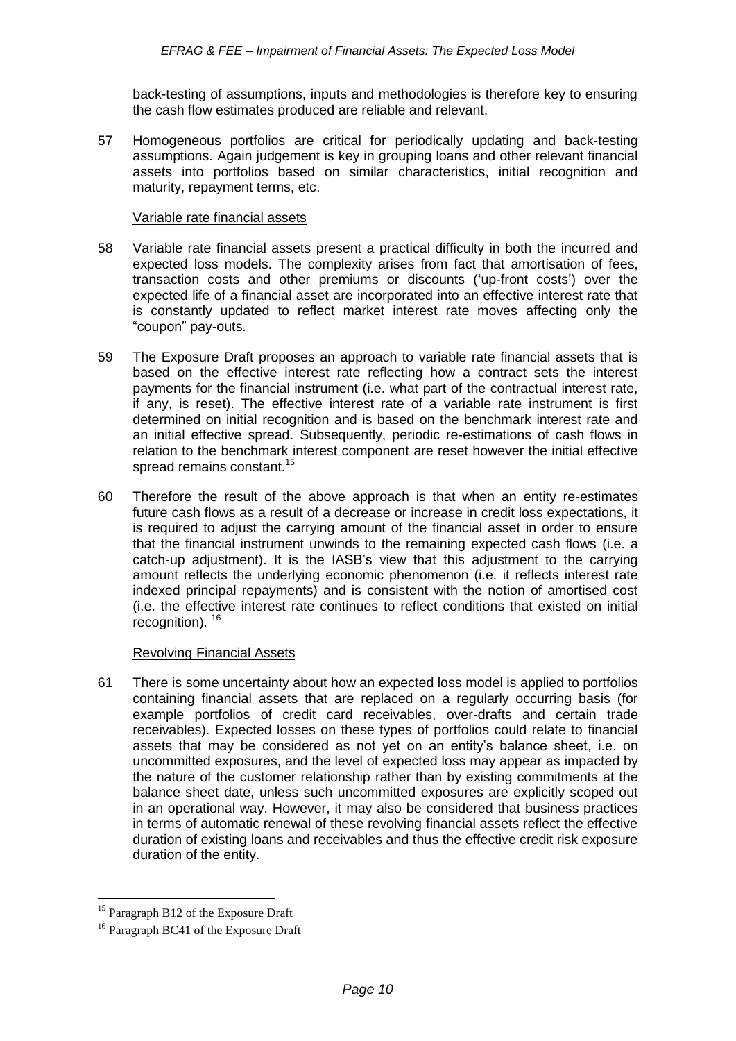back-testing of assumptions, inputs and methodologies is therefore key to ensuring the cash flow estimates produced are reliable and relevant.

57 Homogeneous portfolios are critical for periodically updating and back-testing assumptions. Again judgement is key in grouping loans and other relevant financial assets into portfolios based on similar characteristics, initial recognition and maturity, repayment terms, etc.

Variable rate financial assets

58 Variable rate financial assets present a practical difficulty in both the incurred and expected loss models. The complexity arises from fact that amortisation of fees, transaction costs and other premiums or discounts ('up-front costs') over the expected life of a financial asset are incorporated into an effective interest rate that is constantly updated to reflect market interest rate moves affecting only the "coupon" pay-outs.

59 The Exposure Draft proposes an approach to variable rate financial assets that is based on the effective interest rate reflecting how a contract sets the interest payments for the financial instrument (i.e. what part of the contractual interest rate, if any, is reset). The effective interest rate of a variable rate instrument is first determined on initial recognition and is based on the benchmark interest rate and an initial effective spread. Subsequently, periodic re-estimations of cash flows in relation to the benchmark interest component are reset however the initial effective spread remains constant.[15]

60 Therefore the result of the above approach is that when an entity re-estimates future cash flows as a result of a decrease or increase in credit loss expectations, it is required to adjust the carrying amount of the financial asset in order to ensure that the financial instrument unwinds to the remaining expected cash flows (i.e. a catch-up adjustment). It is the IASB's view that this adjustment to the carrying amount reflects the underlying economic phenomenon (i.e. it reflects interest rate indexed principal repayments) and is consistent with the notion of amortised cost (i.e. the effective interest rate continues to reflect conditions that existed on initial recognition).[16]

Revolving Financial Assets

61 There is some uncertainty about how an expected loss model is applied to portfolios containing financial assets that are replaced on a regularly occurring basis (for example portfolios of credit card receivables, over-drafts and certain trade receivables). Expected losses on these types of portfolios could relate to financial assets that may be considered as not yet on an entity's balance sheet, i.e. on uncommitted exposures, and the level of expected loss may appear as impacted by the nature of the customer relationship rather than by existing commitments at the balance sheet date, unless such uncommitted exposures are explicitly scoped out in an operational way. However, it may also be considered that business practices in terms of automatic renewal of these revolving financial assets reflect the effective duration of existing loans and receivables and thus the effective credit risk exposure duration of the entity.

---

[15] Paragraph B12 of the Exposure Draft

[16] Paragraph BC41 of the Exposure Draft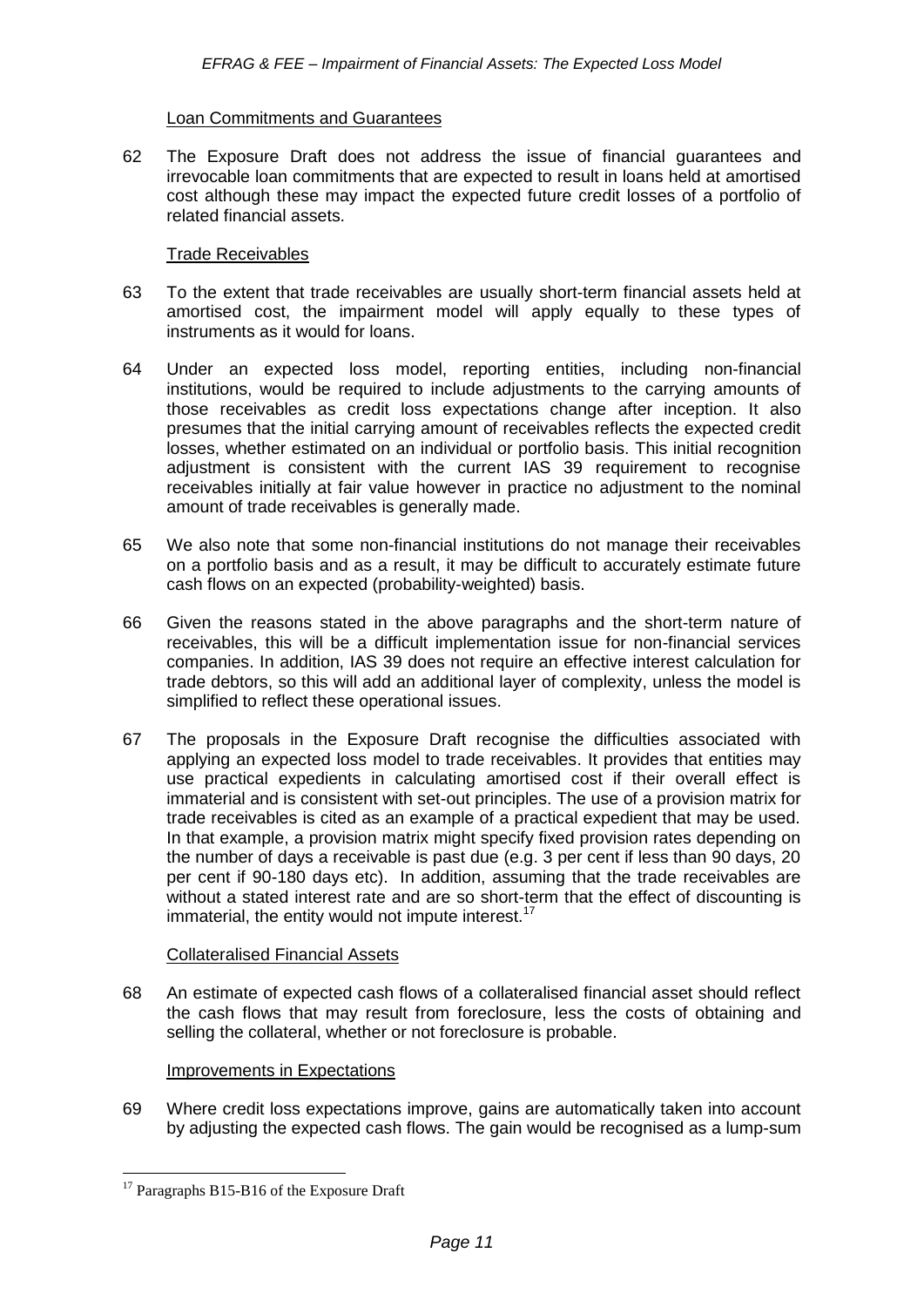### Loan Commitments and Guarantees

62 The Exposure Draft does not address the issue of financial guarantees and irrevocable loan commitments that are expected to result in loans held at amortised cost although these may impact the expected future credit losses of a portfolio of related financial assets.

### Trade Receivables

63 To the extent that trade receivables are usually short-term financial assets held at amortised cost, the impairment model will apply equally to these types of instruments as it would for loans.

64 Under an expected loss model, reporting entities, including non-financial institutions, would be required to include adjustments to the carrying amounts of those receivables as credit loss expectations change after inception. It also presumes that the initial carrying amount of receivables reflects the expected credit losses, whether estimated on an individual or portfolio basis. This initial recognition adjustment is consistent with the current IAS 39 requirement to recognise receivables initially at fair value however in practice no adjustment to the nominal amount of trade receivables is generally made.

65 We also note that some non-financial institutions do not manage their receivables on a portfolio basis and as a result, it may be difficult to accurately estimate future cash flows on an expected (probability-weighted) basis.

66 Given the reasons stated in the above paragraphs and the short-term nature of receivables, this will be a difficult implementation issue for non-financial services companies. In addition, IAS 39 does not require an effective interest calculation for trade debtors, so this will add an additional layer of complexity, unless the model is simplified to reflect these operational issues.

67 The proposals in the Exposure Draft recognise the difficulties associated with applying an expected loss model to trade receivables. It provides that entities may use practical expedients in calculating amortised cost if their overall effect is immaterial and is consistent with set-out principles. The use of a provision matrix for trade receivables is cited as an example of a practical expedient that may be used. In that example, a provision matrix might specify fixed provision rates depending on the number of days a receivable is past due (e.g. 3 per cent if less than 90 days, 20 per cent if 90-180 days etc). In addition, assuming that the trade receivables are without a stated interest rate and are so short-term that the effect of discounting is immaterial, the entity would not impute interest.[17]

### Collateralised Financial Assets

68 An estimate of expected cash flows of a collateralised financial asset should reflect the cash flows that may result from foreclosure, less the costs of obtaining and selling the collateral, whether or not foreclosure is probable.

### Improvements in Expectations

69 Where credit loss expectations improve, gains are automatically taken into account by adjusting the expected cash flows. The gain would be recognised as a lump-sum

[17] Paragraphs B15-B16 of the Exposure Draft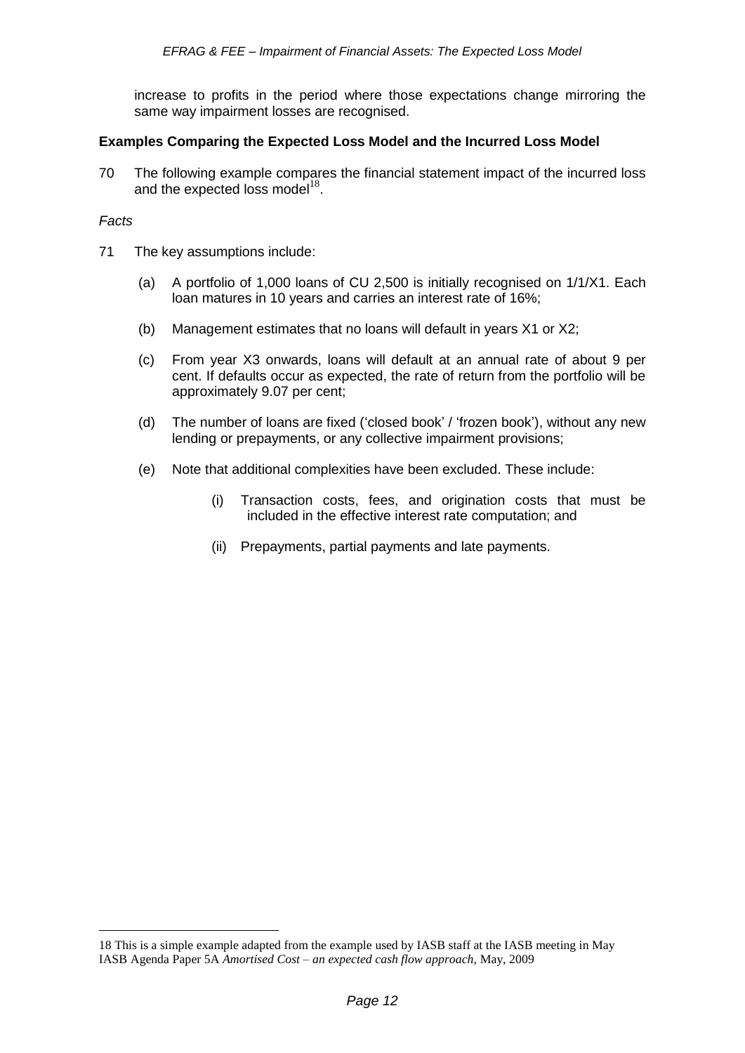increase to profits in the period where those expectations change mirroring the same way impairment losses are recognised.

**Examples Comparing the Expected Loss Model and the Incurred Loss Model**

70 The following example compares the financial statement impact of the incurred loss and the expected loss model[18].

*Facts*

71 The key assumptions include:

(a) A portfolio of 1,000 loans of CU 2,500 is initially recognised on 1/1/X1. Each loan matures in 10 years and carries an interest rate of 16%;

(b) Management estimates that no loans will default in years X1 or X2;

(c) From year X3 onwards, loans will default at an annual rate of about 9 per cent. If defaults occur as expected, the rate of return from the portfolio will be approximately 9.07 per cent;

(d) The number of loans are fixed ('closed book' / 'frozen book'), without any new lending or prepayments, or any collective impairment provisions;

(e) Note that additional complexities have been excluded. These include:

(i) Transaction costs, fees, and origination costs that must be included in the effective interest rate computation; and

(ii) Prepayments, partial payments and late payments.

18 This is a simple example adapted from the example used by IASB staff at the IASB meeting in May IASB Agenda Paper 5A *Amortised Cost – an expected cash flow approach*, May, 2009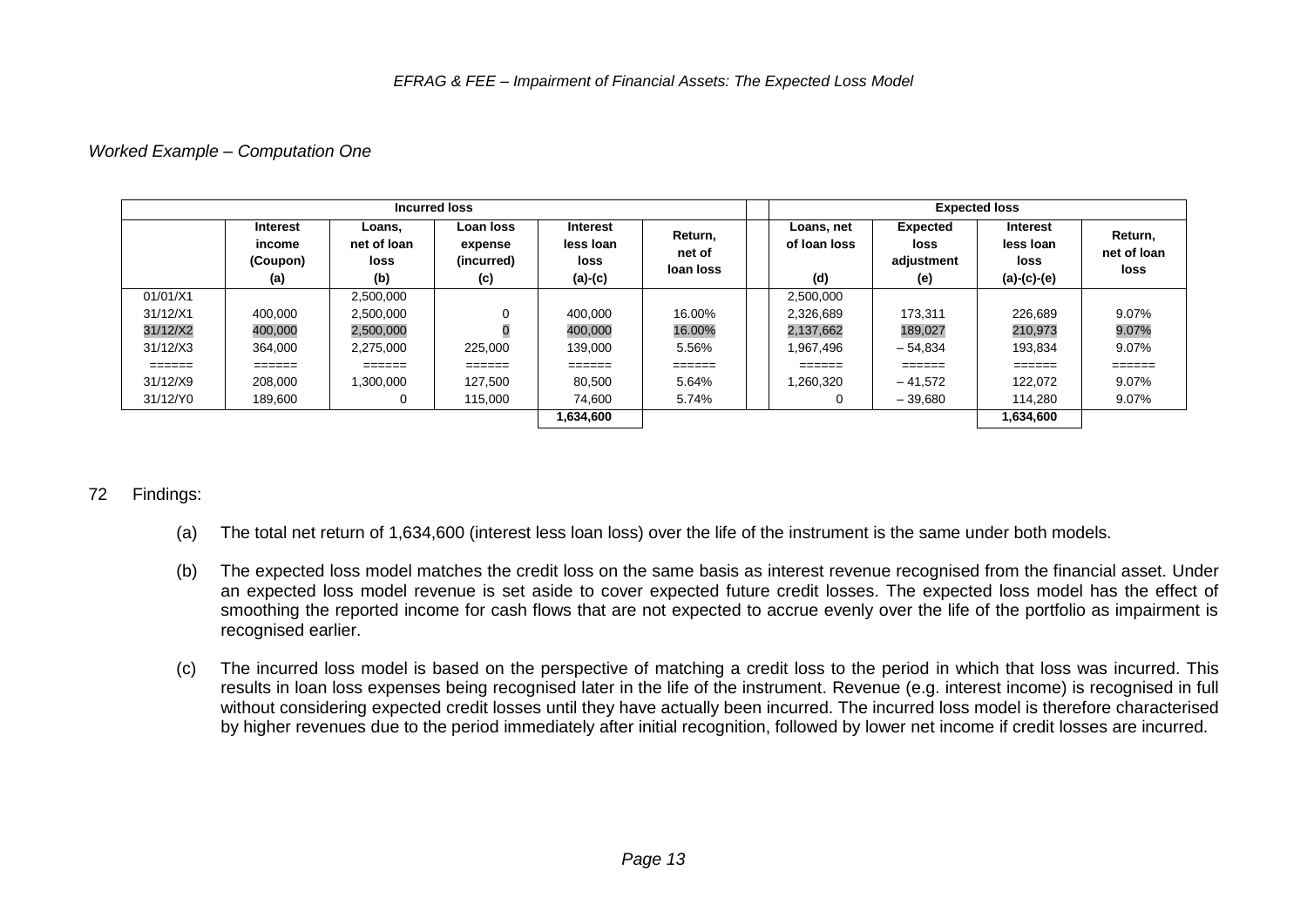*Worked Example – Computation One*

| Incurred loss | | | | | | | Expected loss | | | |
|---|---|---|---|---|---|---|---|---|---|---|
| | Interest income (Coupon) (a) | Loans, net of loan loss (b) | Loan loss expense (incurred) (c) | Interest less loan loss (a)-(c) | Return, net of loan loss | | Loans, net of loan loss (d) | Expected loss adjustment (e) | Interest less loan loss (a)-(c)-(e) | Return, net of loan loss |
| 01/01/X1 | | 2,500,000 | | | | | 2,500,000 | | | |
| 31/12/X1 | 400,000 | 2,500,000 | 0 | 400,000 | 16.00% | | 2,326,689 | 173,311 | 226,689 | 9.07% |
| 31/12/X2 | 400,000 | 2,500,000 | 0 | 400,000 | 16.00% | | 2,137,662 | 189,027 | 210,973 | 9.07% |
| 31/12/X3 | 364,000 | 2,275,000 | 225,000 | 139,000 | 5.56% | | 1,967,496 | – 54,834 | 193,834 | 9.07% |
| ====== | ====== | ====== | ====== | ====== | ====== | | ====== | ====== | ====== | ====== |
| 31/12/X9 | 208,000 | 1,300,000 | 127,500 | 80,500 | 5.64% | | 1,260,320 | – 41,572 | 122,072 | 9.07% |
| 31/12/Y0 | 189,600 | 0 | 115,000 | 74,600 | 5.74% | | 0 | – 39,680 | 114,280 | 9.07% |
| | | | | **1,634,600** | | | | | **1,634,600** | |

72 Findings:

(a) The total net return of 1,634,600 (interest less loan loss) over the life of the instrument is the same under both models.

(b) The expected loss model matches the credit loss on the same basis as interest revenue recognised from the financial asset. Under an expected loss model revenue is set aside to cover expected future credit losses. The expected loss model has the effect of smoothing the reported income for cash flows that are not expected to accrue evenly over the life of the portfolio as impairment is recognised earlier.

(c) The incurred loss model is based on the perspective of matching a credit loss to the period in which that loss was incurred. This results in loan loss expenses being recognised later in the life of the instrument. Revenue (e.g. interest income) is recognised in full without considering expected credit losses until they have actually been incurred. The incurred loss model is therefore characterised by higher revenues due to the period immediately after initial recognition, followed by lower net income if credit losses are incurred.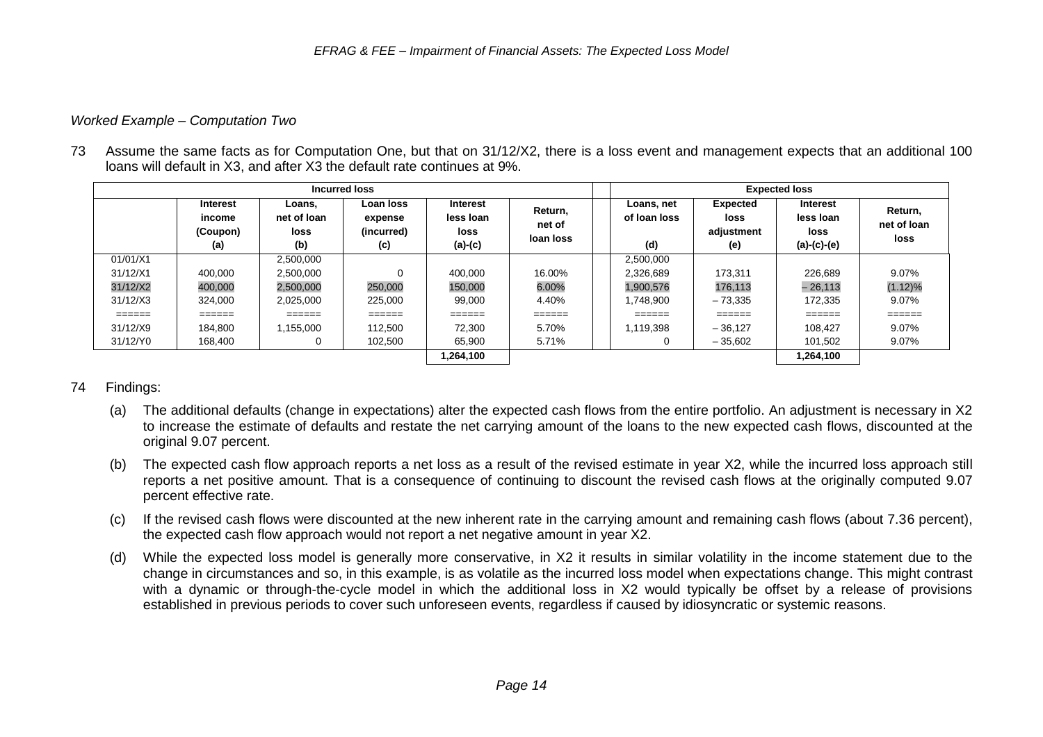*Worked Example – Computation Two*

73 Assume the same facts as for Computation One, but that on 31/12/X2, there is a loss event and management expects that an additional 100 loans will default in X3, and after X3 the default rate continues at 9%.

| Incurred loss | | | | | | | Expected loss | | | |
|---|---|---|---|---|---|---|---|---|---|---|
| | Interest income (Coupon) (a) | Loans, net of loan loss (b) | Loan loss expense (incurred) (c) | Interest less loan loss (a)-(c) | Return, net of loan loss | | Loans, net of loan loss (d) | Expected loss adjustment (e) | Interest less loan loss (a)-(c)-(e) | Return, net of loan loss |
| 01/01/X1 | | 2,500,000 | | | | | 2,500,000 | | | |
| 31/12/X1 | 400,000 | 2,500,000 | 0 | 400,000 | 16.00% | | 2,326,689 | 173,311 | 226,689 | 9.07% |
| 31/12/X2 | 400,000 | 2,500,000 | 250,000 | 150,000 | 6.00% | | 1,900,576 | 176,113 | – 26,113 | (1.12)% |
| 31/12/X3 | 324,000 | 2,025,000 | 225,000 | 99,000 | 4.40% | | 1,748,900 | – 73,335 | 172,335 | 9.07% |
| ====== | ====== | ====== | ====== | ====== | ====== | | ====== | ====== | ====== | ====== |
| 31/12/X9 | 184,800 | 1,155,000 | 112,500 | 72,300 | 5.70% | | 1,119,398 | – 36,127 | 108,427 | 9.07% |
| 31/12/Y0 | 168,400 | 0 | 102,500 | 65,900 | 5.71% | | 0 | – 35,602 | 101,502 | 9.07% |
| | | | | **1,264,100** | | | | | **1,264,100** | |

74 Findings:

(a) The additional defaults (change in expectations) alter the expected cash flows from the entire portfolio. An adjustment is necessary in X2 to increase the estimate of defaults and restate the net carrying amount of the loans to the new expected cash flows, discounted at the original 9.07 percent.

(b) The expected cash flow approach reports a net loss as a result of the revised estimate in year X2, while the incurred loss approach still reports a net positive amount. That is a consequence of continuing to discount the revised cash flows at the originally computed 9.07 percent effective rate.

(c) If the revised cash flows were discounted at the new inherent rate in the carrying amount and remaining cash flows (about 7.36 percent), the expected cash flow approach would not report a net negative amount in year X2.

(d) While the expected loss model is generally more conservative, in X2 it results in similar volatility in the income statement due to the change in circumstances and so, in this example, is as volatile as the incurred loss model when expectations change. This might contrast with a dynamic or through-the-cycle model in which the additional loss in X2 would typically be offset by a release of provisions established in previous periods to cover such unforeseen events, regardless if caused by idiosyncratic or systemic reasons.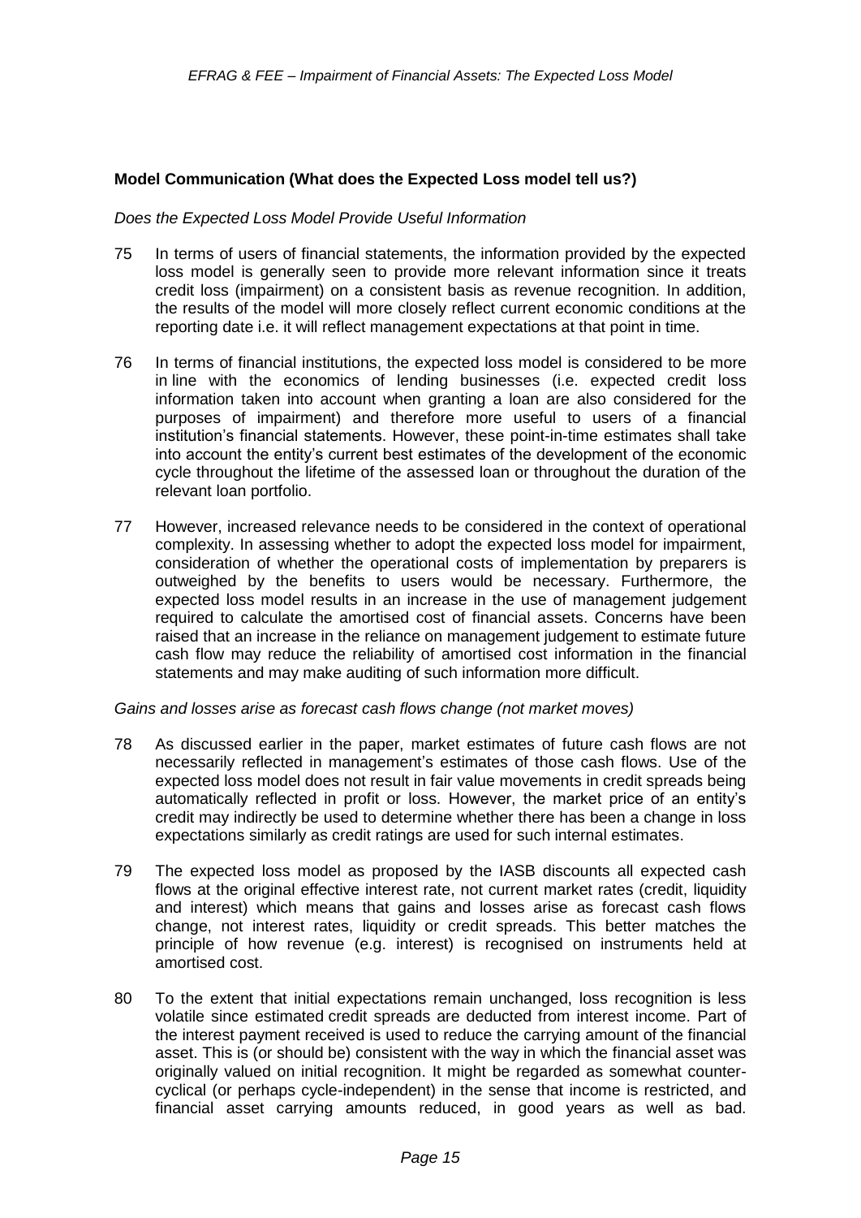### Model Communication (What does the Expected Loss model tell us?)

*Does the Expected Loss Model Provide Useful Information*

75 In terms of users of financial statements, the information provided by the expected loss model is generally seen to provide more relevant information since it treats credit loss (impairment) on a consistent basis as revenue recognition. In addition, the results of the model will more closely reflect current economic conditions at the reporting date i.e. it will reflect management expectations at that point in time.

76 In terms of financial institutions, the expected loss model is considered to be more in line with the economics of lending businesses (i.e. expected credit loss information taken into account when granting a loan are also considered for the purposes of impairment) and therefore more useful to users of a financial institution's financial statements. However, these point-in-time estimates shall take into account the entity's current best estimates of the development of the economic cycle throughout the lifetime of the assessed loan or throughout the duration of the relevant loan portfolio.

77 However, increased relevance needs to be considered in the context of operational complexity. In assessing whether to adopt the expected loss model for impairment, consideration of whether the operational costs of implementation by preparers is outweighed by the benefits to users would be necessary. Furthermore, the expected loss model results in an increase in the use of management judgement required to calculate the amortised cost of financial assets. Concerns have been raised that an increase in the reliance on management judgement to estimate future cash flow may reduce the reliability of amortised cost information in the financial statements and may make auditing of such information more difficult.

*Gains and losses arise as forecast cash flows change (not market moves)*

78 As discussed earlier in the paper, market estimates of future cash flows are not necessarily reflected in management's estimates of those cash flows. Use of the expected loss model does not result in fair value movements in credit spreads being automatically reflected in profit or loss. However, the market price of an entity's credit may indirectly be used to determine whether there has been a change in loss expectations similarly as credit ratings are used for such internal estimates.

79 The expected loss model as proposed by the IASB discounts all expected cash flows at the original effective interest rate, not current market rates (credit, liquidity and interest) which means that gains and losses arise as forecast cash flows change, not interest rates, liquidity or credit spreads. This better matches the principle of how revenue (e.g. interest) is recognised on instruments held at amortised cost.

80 To the extent that initial expectations remain unchanged, loss recognition is less volatile since estimated credit spreads are deducted from interest income. Part of the interest payment received is used to reduce the carrying amount of the financial asset. This is (or should be) consistent with the way in which the financial asset was originally valued on initial recognition. It might be regarded as somewhat counter-cyclical (or perhaps cycle-independent) in the sense that income is restricted, and financial asset carrying amounts reduced, in good years as well as bad.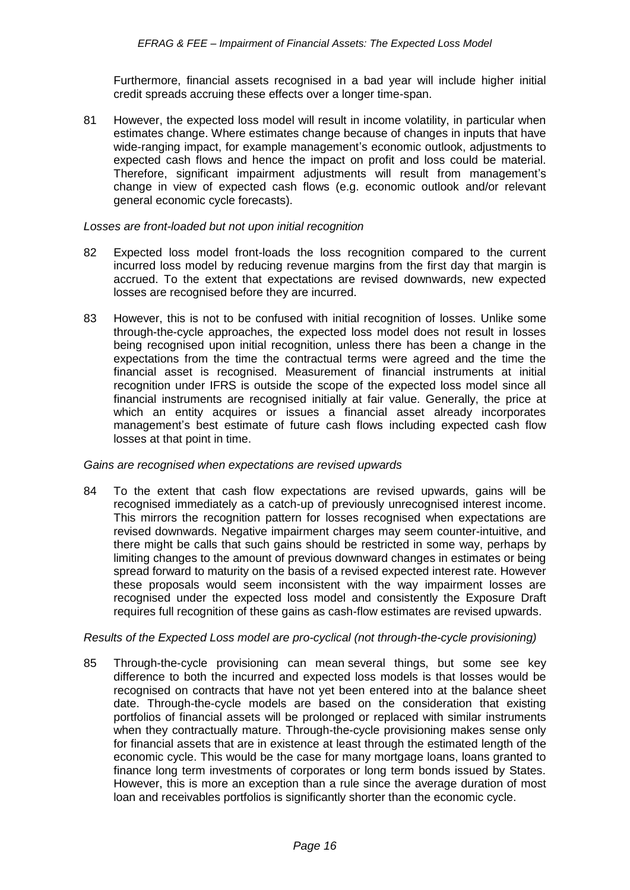Furthermore, financial assets recognised in a bad year will include higher initial credit spreads accruing these effects over a longer time-span.

81 However, the expected loss model will result in income volatility, in particular when estimates change. Where estimates change because of changes in inputs that have wide-ranging impact, for example management's economic outlook, adjustments to expected cash flows and hence the impact on profit and loss could be material. Therefore, significant impairment adjustments will result from management's change in view of expected cash flows (e.g. economic outlook and/or relevant general economic cycle forecasts).

*Losses are front-loaded but not upon initial recognition*

82 Expected loss model front-loads the loss recognition compared to the current incurred loss model by reducing revenue margins from the first day that margin is accrued. To the extent that expectations are revised downwards, new expected losses are recognised before they are incurred.

83 However, this is not to be confused with initial recognition of losses. Unlike some through-the-cycle approaches, the expected loss model does not result in losses being recognised upon initial recognition, unless there has been a change in the expectations from the time the contractual terms were agreed and the time the financial asset is recognised. Measurement of financial instruments at initial recognition under IFRS is outside the scope of the expected loss model since all financial instruments are recognised initially at fair value. Generally, the price at which an entity acquires or issues a financial asset already incorporates management's best estimate of future cash flows including expected cash flow losses at that point in time.

*Gains are recognised when expectations are revised upwards*

84 To the extent that cash flow expectations are revised upwards, gains will be recognised immediately as a catch-up of previously unrecognised interest income. This mirrors the recognition pattern for losses recognised when expectations are revised downwards. Negative impairment charges may seem counter-intuitive, and there might be calls that such gains should be restricted in some way, perhaps by limiting changes to the amount of previous downward changes in estimates or being spread forward to maturity on the basis of a revised expected interest rate. However these proposals would seem inconsistent with the way impairment losses are recognised under the expected loss model and consistently the Exposure Draft requires full recognition of these gains as cash-flow estimates are revised upwards.

*Results of the Expected Loss model are pro-cyclical (not through-the-cycle provisioning)*

85 Through-the-cycle provisioning can mean several things, but some see key difference to both the incurred and expected loss models is that losses would be recognised on contracts that have not yet been entered into at the balance sheet date. Through-the-cycle models are based on the consideration that existing portfolios of financial assets will be prolonged or replaced with similar instruments when they contractually mature. Through-the-cycle provisioning makes sense only for financial assets that are in existence at least through the estimated length of the economic cycle. This would be the case for many mortgage loans, loans granted to finance long term investments of corporates or long term bonds issued by States. However, this is more an exception than a rule since the average duration of most loan and receivables portfolios is significantly shorter than the economic cycle.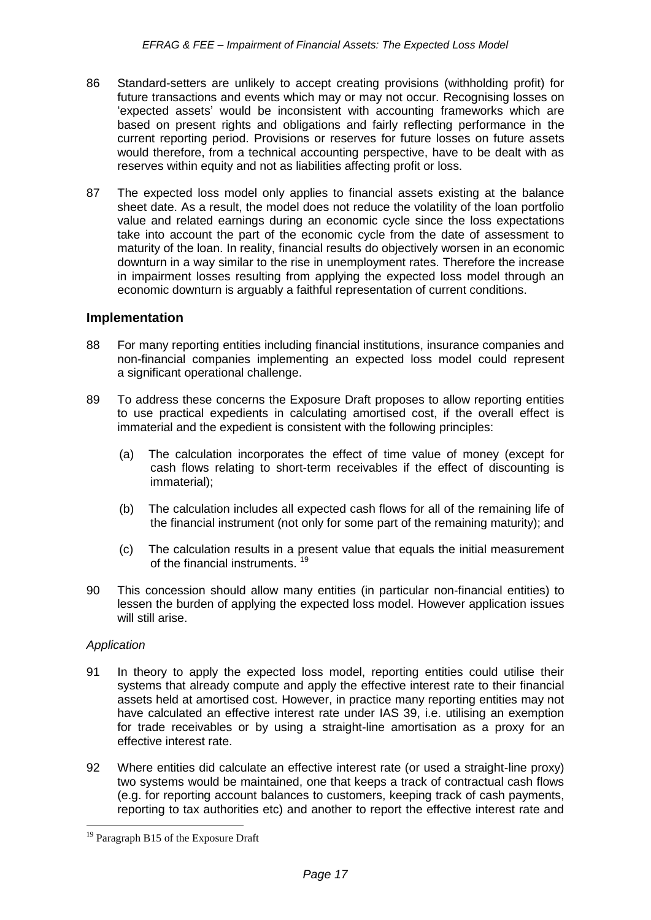86 Standard-setters are unlikely to accept creating provisions (withholding profit) for future transactions and events which may or may not occur. Recognising losses on 'expected assets' would be inconsistent with accounting frameworks which are based on present rights and obligations and fairly reflecting performance in the current reporting period. Provisions or reserves for future losses on future assets would therefore, from a technical accounting perspective, have to be dealt with as reserves within equity and not as liabilities affecting profit or loss.

87 The expected loss model only applies to financial assets existing at the balance sheet date. As a result, the model does not reduce the volatility of the loan portfolio value and related earnings during an economic cycle since the loss expectations take into account the part of the economic cycle from the date of assessment to maturity of the loan. In reality, financial results do objectively worsen in an economic downturn in a way similar to the rise in unemployment rates. Therefore the increase in impairment losses resulting from applying the expected loss model through an economic downturn is arguably a faithful representation of current conditions.

## Implementation

88 For many reporting entities including financial institutions, insurance companies and non-financial companies implementing an expected loss model could represent a significant operational challenge.

89 To address these concerns the Exposure Draft proposes to allow reporting entities to use practical expedients in calculating amortised cost, if the overall effect is immaterial and the expedient is consistent with the following principles:

(a) The calculation incorporates the effect of time value of money (except for cash flows relating to short-term receivables if the effect of discounting is immaterial);

(b) The calculation includes all expected cash flows for all of the remaining life of the financial instrument (not only for some part of the remaining maturity); and

(c) The calculation results in a present value that equals the initial measurement of the financial instruments. [19]

90 This concession should allow many entities (in particular non-financial entities) to lessen the burden of applying the expected loss model. However application issues will still arise.

*Application*

91 In theory to apply the expected loss model, reporting entities could utilise their systems that already compute and apply the effective interest rate to their financial assets held at amortised cost. However, in practice many reporting entities may not have calculated an effective interest rate under IAS 39, i.e. utilising an exemption for trade receivables or by using a straight-line amortisation as a proxy for an effective interest rate.

92 Where entities did calculate an effective interest rate (or used a straight-line proxy) two systems would be maintained, one that keeps a track of contractual cash flows (e.g. for reporting account balances to customers, keeping track of cash payments, reporting to tax authorities etc) and another to report the effective interest rate and

[19] Paragraph B15 of the Exposure Draft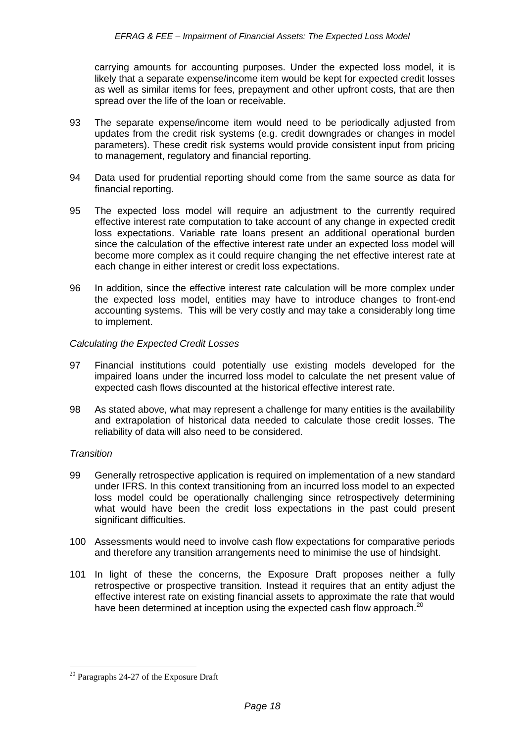carrying amounts for accounting purposes. Under the expected loss model, it is likely that a separate expense/income item would be kept for expected credit losses as well as similar items for fees, prepayment and other upfront costs, that are then spread over the life of the loan or receivable.

93 The separate expense/income item would need to be periodically adjusted from updates from the credit risk systems (e.g. credit downgrades or changes in model parameters). These credit risk systems would provide consistent input from pricing to management, regulatory and financial reporting.

94 Data used for prudential reporting should come from the same source as data for financial reporting.

95 The expected loss model will require an adjustment to the currently required effective interest rate computation to take account of any change in expected credit loss expectations. Variable rate loans present an additional operational burden since the calculation of the effective interest rate under an expected loss model will become more complex as it could require changing the net effective interest rate at each change in either interest or credit loss expectations.

96 In addition, since the effective interest rate calculation will be more complex under the expected loss model, entities may have to introduce changes to front-end accounting systems. This will be very costly and may take a considerably long time to implement.

*Calculating the Expected Credit Losses*

97 Financial institutions could potentially use existing models developed for the impaired loans under the incurred loss model to calculate the net present value of expected cash flows discounted at the historical effective interest rate.

98 As stated above, what may represent a challenge for many entities is the availability and extrapolation of historical data needed to calculate those credit losses. The reliability of data will also need to be considered.

*Transition*

99 Generally retrospective application is required on implementation of a new standard under IFRS. In this context transitioning from an incurred loss model to an expected loss model could be operationally challenging since retrospectively determining what would have been the credit loss expectations in the past could present significant difficulties.

100 Assessments would need to involve cash flow expectations for comparative periods and therefore any transition arrangements need to minimise the use of hindsight.

101 In light of these the concerns, the Exposure Draft proposes neither a fully retrospective or prospective transition. Instead it requires that an entity adjust the effective interest rate on existing financial assets to approximate the rate that would have been determined at inception using the expected cash flow approach.[20]

[20] Paragraphs 24-27 of the Exposure Draft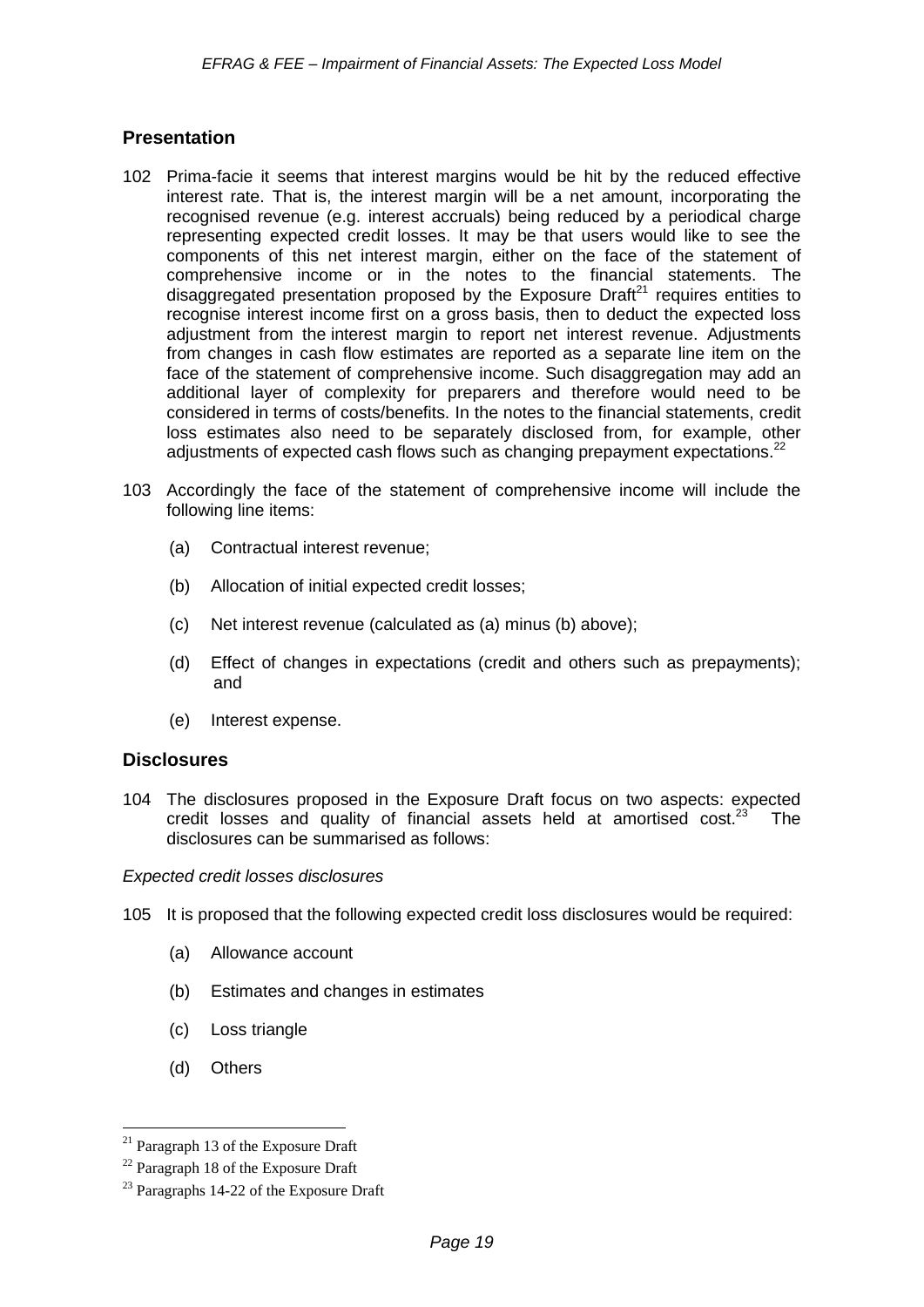## Presentation

102 Prima-facie it seems that interest margins would be hit by the reduced effective interest rate. That is, the interest margin will be a net amount, incorporating the recognised revenue (e.g. interest accruals) being reduced by a periodical charge representing expected credit losses. It may be that users would like to see the components of this net interest margin, either on the face of the statement of comprehensive income or in the notes to the financial statements. The disaggregated presentation proposed by the Exposure Draft[21] requires entities to recognise interest income first on a gross basis, then to deduct the expected loss adjustment from the interest margin to report net interest revenue. Adjustments from changes in cash flow estimates are reported as a separate line item on the face of the statement of comprehensive income. Such disaggregation may add an additional layer of complexity for preparers and therefore would need to be considered in terms of costs/benefits. In the notes to the financial statements, credit loss estimates also need to be separately disclosed from, for example, other adjustments of expected cash flows such as changing prepayment expectations.[22]

103 Accordingly the face of the statement of comprehensive income will include the following line items:

(a) Contractual interest revenue;

(b) Allocation of initial expected credit losses;

(c) Net interest revenue (calculated as (a) minus (b) above);

(d) Effect of changes in expectations (credit and others such as prepayments); and

(e) Interest expense.

## Disclosures

104 The disclosures proposed in the Exposure Draft focus on two aspects: expected credit losses and quality of financial assets held at amortised cost.[23] The disclosures can be summarised as follows:

*Expected credit losses disclosures*

105 It is proposed that the following expected credit loss disclosures would be required:

(a) Allowance account

(b) Estimates and changes in estimates

(c) Loss triangle

(d) Others

---

[21] Paragraph 13 of the Exposure Draft

[22] Paragraph 18 of the Exposure Draft

[23] Paragraphs 14-22 of the Exposure Draft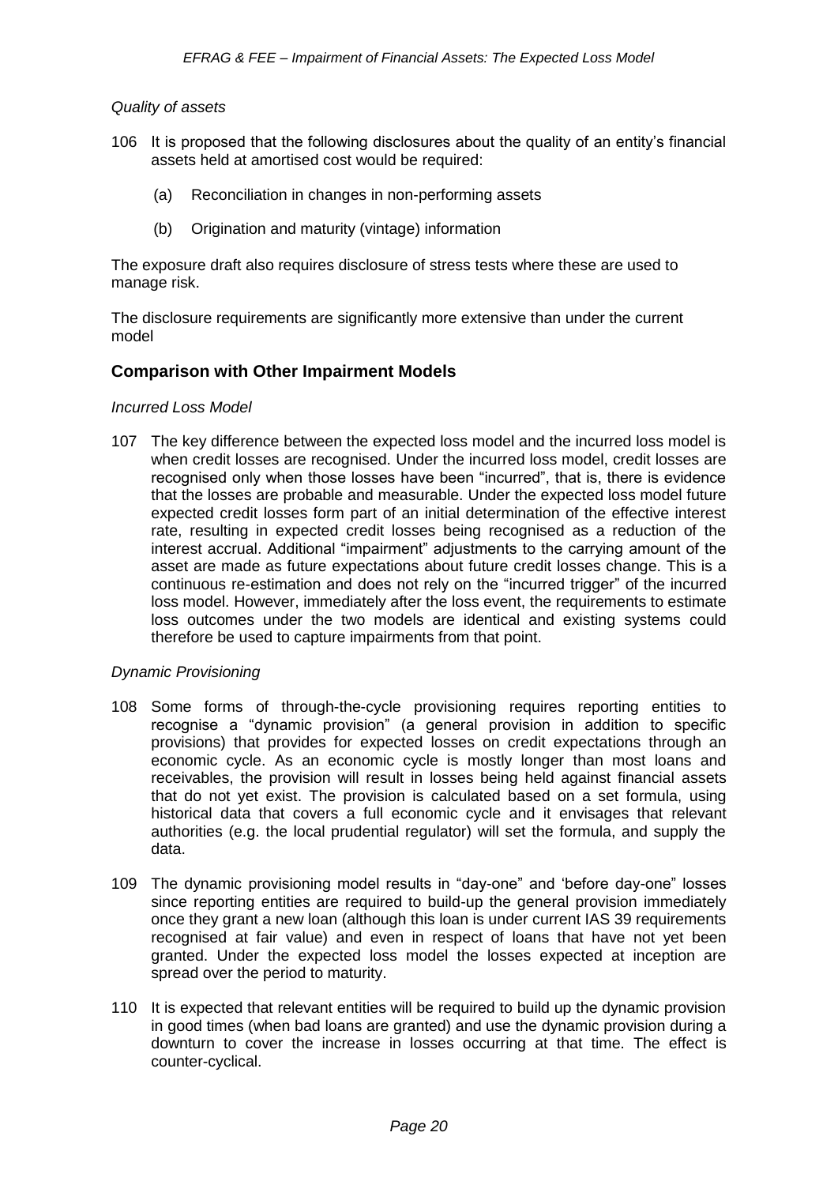*Quality of assets*

106 It is proposed that the following disclosures about the quality of an entity's financial assets held at amortised cost would be required:

(a) Reconciliation in changes in non-performing assets

(b) Origination and maturity (vintage) information

The exposure draft also requires disclosure of stress tests where these are used to manage risk.

The disclosure requirements are significantly more extensive than under the current model

## Comparison with Other Impairment Models

*Incurred Loss Model*

107 The key difference between the expected loss model and the incurred loss model is when credit losses are recognised. Under the incurred loss model, credit losses are recognised only when those losses have been "incurred", that is, there is evidence that the losses are probable and measurable. Under the expected loss model future expected credit losses form part of an initial determination of the effective interest rate, resulting in expected credit losses being recognised as a reduction of the interest accrual. Additional "impairment" adjustments to the carrying amount of the asset are made as future expectations about future credit losses change. This is a continuous re-estimation and does not rely on the "incurred trigger" of the incurred loss model. However, immediately after the loss event, the requirements to estimate loss outcomes under the two models are identical and existing systems could therefore be used to capture impairments from that point.

*Dynamic Provisioning*

108 Some forms of through-the-cycle provisioning requires reporting entities to recognise a "dynamic provision" (a general provision in addition to specific provisions) that provides for expected losses on credit expectations through an economic cycle. As an economic cycle is mostly longer than most loans and receivables, the provision will result in losses being held against financial assets that do not yet exist. The provision is calculated based on a set formula, using historical data that covers a full economic cycle and it envisages that relevant authorities (e.g. the local prudential regulator) will set the formula, and supply the data.

109 The dynamic provisioning model results in "day-one" and 'before day-one" losses since reporting entities are required to build-up the general provision immediately once they grant a new loan (although this loan is under current IAS 39 requirements recognised at fair value) and even in respect of loans that have not yet been granted. Under the expected loss model the losses expected at inception are spread over the period to maturity.

110 It is expected that relevant entities will be required to build up the dynamic provision in good times (when bad loans are granted) and use the dynamic provision during a downturn to cover the increase in losses occurring at that time. The effect is counter-cyclical.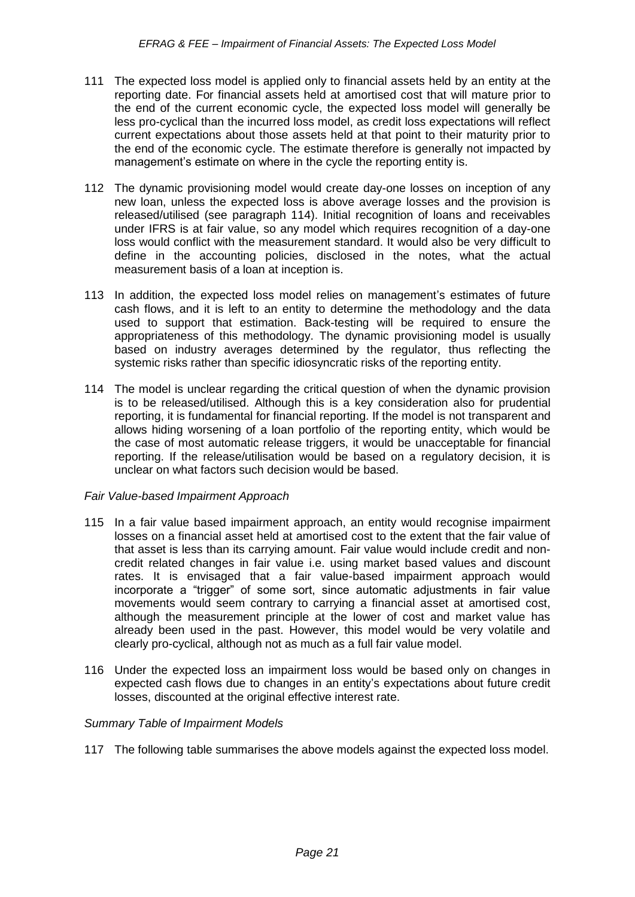111 The expected loss model is applied only to financial assets held by an entity at the reporting date. For financial assets held at amortised cost that will mature prior to the end of the current economic cycle, the expected loss model will generally be less pro-cyclical than the incurred loss model, as credit loss expectations will reflect current expectations about those assets held at that point to their maturity prior to the end of the economic cycle. The estimate therefore is generally not impacted by management's estimate on where in the cycle the reporting entity is.

112 The dynamic provisioning model would create day-one losses on inception of any new loan, unless the expected loss is above average losses and the provision is released/utilised (see paragraph 114). Initial recognition of loans and receivables under IFRS is at fair value, so any model which requires recognition of a day-one loss would conflict with the measurement standard. It would also be very difficult to define in the accounting policies, disclosed in the notes, what the actual measurement basis of a loan at inception is.

113 In addition, the expected loss model relies on management's estimates of future cash flows, and it is left to an entity to determine the methodology and the data used to support that estimation. Back-testing will be required to ensure the appropriateness of this methodology. The dynamic provisioning model is usually based on industry averages determined by the regulator, thus reflecting the systemic risks rather than specific idiosyncratic risks of the reporting entity.

114 The model is unclear regarding the critical question of when the dynamic provision is to be released/utilised. Although this is a key consideration also for prudential reporting, it is fundamental for financial reporting. If the model is not transparent and allows hiding worsening of a loan portfolio of the reporting entity, which would be the case of most automatic release triggers, it would be unacceptable for financial reporting. If the release/utilisation would be based on a regulatory decision, it is unclear on what factors such decision would be based.

*Fair Value-based Impairment Approach*

115 In a fair value based impairment approach, an entity would recognise impairment losses on a financial asset held at amortised cost to the extent that the fair value of that asset is less than its carrying amount. Fair value would include credit and non-credit related changes in fair value i.e. using market based values and discount rates. It is envisaged that a fair value-based impairment approach would incorporate a "trigger" of some sort, since automatic adjustments in fair value movements would seem contrary to carrying a financial asset at amortised cost, although the measurement principle at the lower of cost and market value has already been used in the past. However, this model would be very volatile and clearly pro-cyclical, although not as much as a full fair value model.

116 Under the expected loss an impairment loss would be based only on changes in expected cash flows due to changes in an entity's expectations about future credit losses, discounted at the original effective interest rate.

*Summary Table of Impairment Models*

117 The following table summarises the above models against the expected loss model.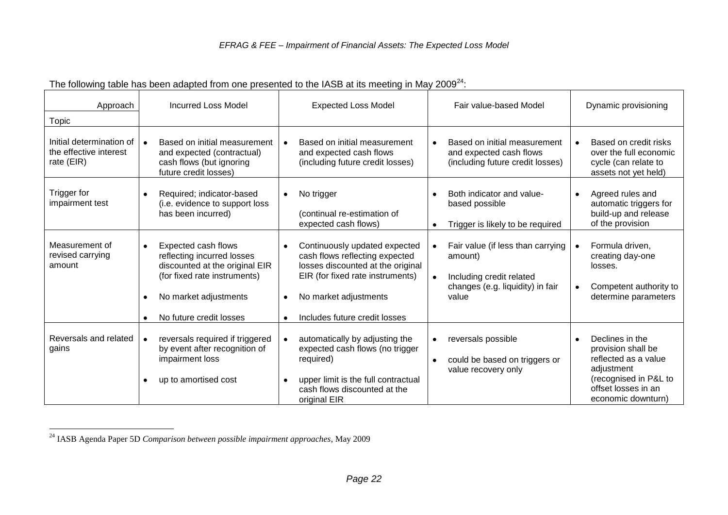The following table has been adapted from one presented to the IASB at its meeting in May 2009[24]:

| Approach / Topic | Incurred Loss Model | Expected Loss Model | Fair value-based Model | Dynamic provisioning |
|---|---|---|---|---|
| Initial determination of the effective interest rate (EIR) | • Based on initial measurement and expected (contractual) cash flows (but ignoring future credit losses) | • Based on initial measurement and expected cash flows (including future credit losses) | • Based on initial measurement and expected cash flows (including future credit losses) | • Based on credit risks over the full economic cycle (can relate to assets not yet held) |
| Trigger for impairment test | • Required; indicator-based (i.e. evidence to support loss has been incurred) | • No trigger<br><br>(continual re-estimation of expected cash flows) | • Both indicator and value-based possible<br>• Trigger is likely to be required | • Agreed rules and automatic triggers for build-up and release of the provision |
| Measurement of revised carrying amount | • Expected cash flows reflecting incurred losses discounted at the original EIR (for fixed rate instruments)<br>• No market adjustments<br>• No future credit losses | • Continuously updated expected cash flows reflecting expected losses discounted at the original EIR (for fixed rate instruments)<br>• No market adjustments<br>• Includes future credit losses | • Fair value (if less than carrying amount)<br>• Including credit related changes (e.g. liquidity) in fair value | • Formula driven, creating day-one losses.<br>• Competent authority to determine parameters |
| Reversals and related gains | • reversals required if triggered by event after recognition of impairment loss<br>• up to amortised cost | • automatically by adjusting the expected cash flows (no trigger required)<br>• upper limit is the full contractual cash flows discounted at the original EIR | • reversals possible<br>• could be based on triggers or value recovery only | • Declines in the provision shall be reflected as a value adjustment (recognised in P&L to offset losses in an economic downturn) |

[24] IASB Agenda Paper 5D *Comparison between possible impairment approaches*, May 2009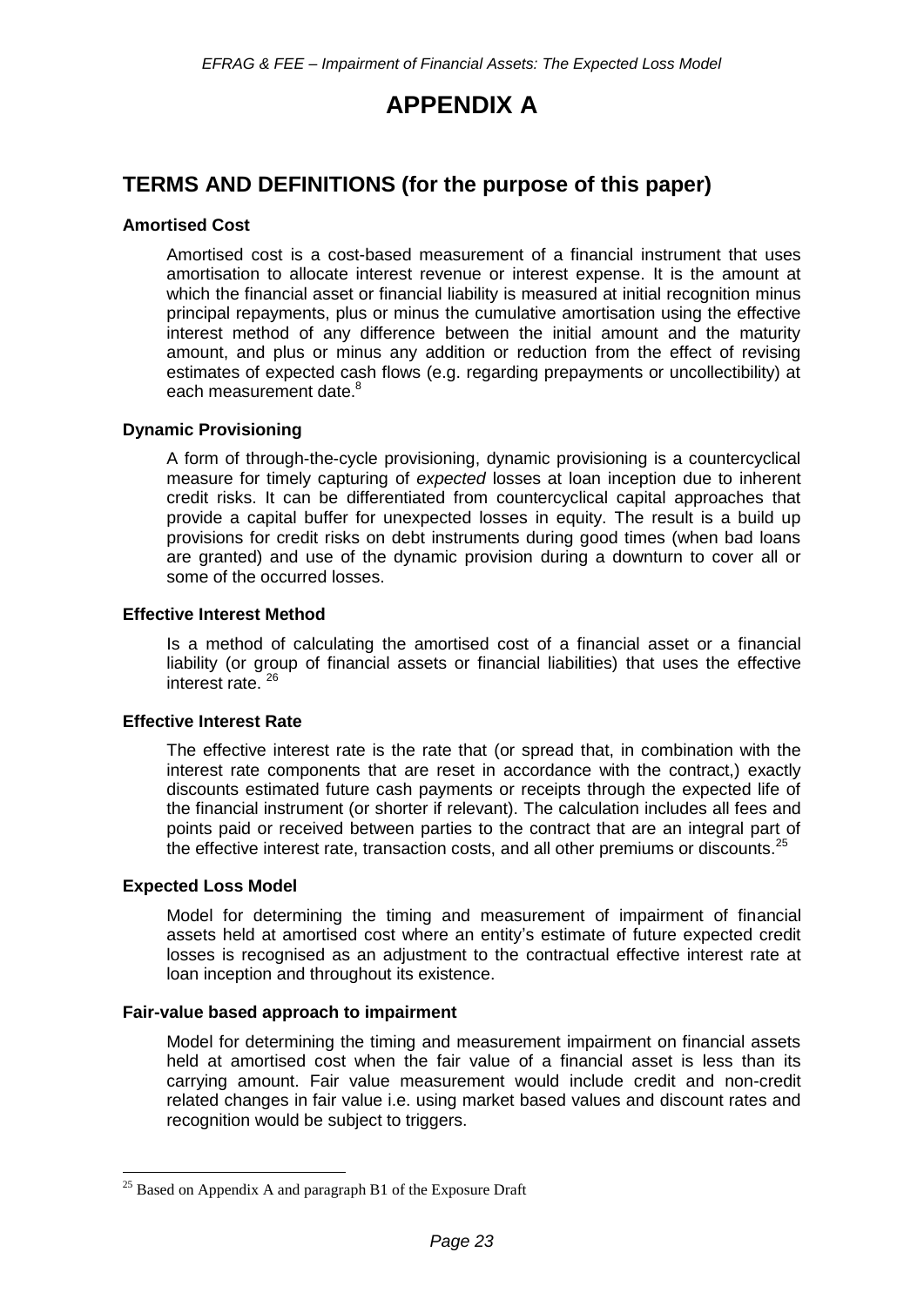# APPENDIX A

## TERMS AND DEFINITIONS (for the purpose of this paper)

**Amortised Cost**

Amortised cost is a cost-based measurement of a financial instrument that uses amortisation to allocate interest revenue or interest expense. It is the amount at which the financial asset or financial liability is measured at initial recognition minus principal repayments, plus or minus the cumulative amortisation using the effective interest method of any difference between the initial amount and the maturity amount, and plus or minus any addition or reduction from the effect of revising estimates of expected cash flows (e.g. regarding prepayments or uncollectibility) at each measurement date.[8]

**Dynamic Provisioning**

A form of through-the-cycle provisioning, dynamic provisioning is a countercyclical measure for timely capturing of *expected* losses at loan inception due to inherent credit risks. It can be differentiated from countercyclical capital approaches that provide a capital buffer for unexpected losses in equity. The result is a build up provisions for credit risks on debt instruments during good times (when bad loans are granted) and use of the dynamic provision during a downturn to cover all or some of the occurred losses.

**Effective Interest Method**

Is a method of calculating the amortised cost of a financial asset or a financial liability (or group of financial assets or financial liabilities) that uses the effective interest rate. [26]

**Effective Interest Rate**

The effective interest rate is the rate that (or spread that, in combination with the interest rate components that are reset in accordance with the contract,) exactly discounts estimated future cash payments or receipts through the expected life of the financial instrument (or shorter if relevant). The calculation includes all fees and points paid or received between parties to the contract that are an integral part of the effective interest rate, transaction costs, and all other premiums or discounts.[25]

**Expected Loss Model**

Model for determining the timing and measurement of impairment of financial assets held at amortised cost where an entity's estimate of future expected credit losses is recognised as an adjustment to the contractual effective interest rate at loan inception and throughout its existence.

**Fair-value based approach to impairment**

Model for determining the timing and measurement impairment on financial assets held at amortised cost when the fair value of a financial asset is less than its carrying amount. Fair value measurement would include credit and non-credit related changes in fair value i.e. using market based values and discount rates and recognition would be subject to triggers.

---

[25] Based on Appendix A and paragraph B1 of the Exposure Draft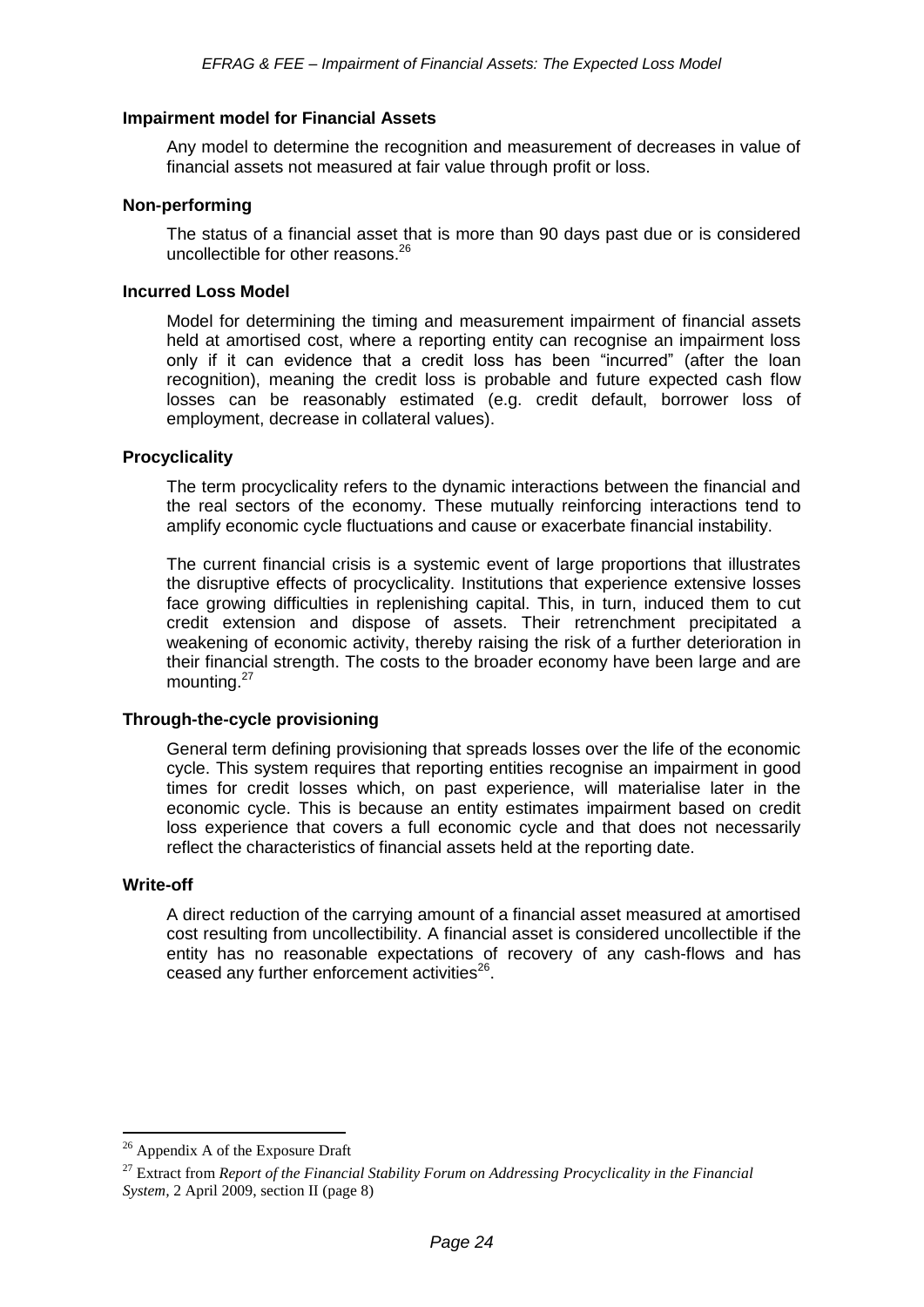**Impairment model for Financial Assets**

Any model to determine the recognition and measurement of decreases in value of financial assets not measured at fair value through profit or loss.

**Non-performing**

The status of a financial asset that is more than 90 days past due or is considered uncollectible for other reasons.[26]

**Incurred Loss Model**

Model for determining the timing and measurement impairment of financial assets held at amortised cost, where a reporting entity can recognise an impairment loss only if it can evidence that a credit loss has been "incurred" (after the loan recognition), meaning the credit loss is probable and future expected cash flow losses can be reasonably estimated (e.g. credit default, borrower loss of employment, decrease in collateral values).

**Procyclicality**

The term procyclicality refers to the dynamic interactions between the financial and the real sectors of the economy. These mutually reinforcing interactions tend to amplify economic cycle fluctuations and cause or exacerbate financial instability.

The current financial crisis is a systemic event of large proportions that illustrates the disruptive effects of procyclicality. Institutions that experience extensive losses face growing difficulties in replenishing capital. This, in turn, induced them to cut credit extension and dispose of assets. Their retrenchment precipitated a weakening of economic activity, thereby raising the risk of a further deterioration in their financial strength. The costs to the broader economy have been large and are mounting.[27]

**Through-the-cycle provisioning**

General term defining provisioning that spreads losses over the life of the economic cycle. This system requires that reporting entities recognise an impairment in good times for credit losses which, on past experience, will materialise later in the economic cycle. This is because an entity estimates impairment based on credit loss experience that covers a full economic cycle and that does not necessarily reflect the characteristics of financial assets held at the reporting date.

**Write-off**

A direct reduction of the carrying amount of a financial asset measured at amortised cost resulting from uncollectibility. A financial asset is considered uncollectible if the entity has no reasonable expectations of recovery of any cash-flows and has ceased any further enforcement activities[26].

---

[26] Appendix A of the Exposure Draft

[27] Extract from *Report of the Financial Stability Forum on Addressing Procyclicality in the Financial System*, 2 April 2009, section II (page 8)